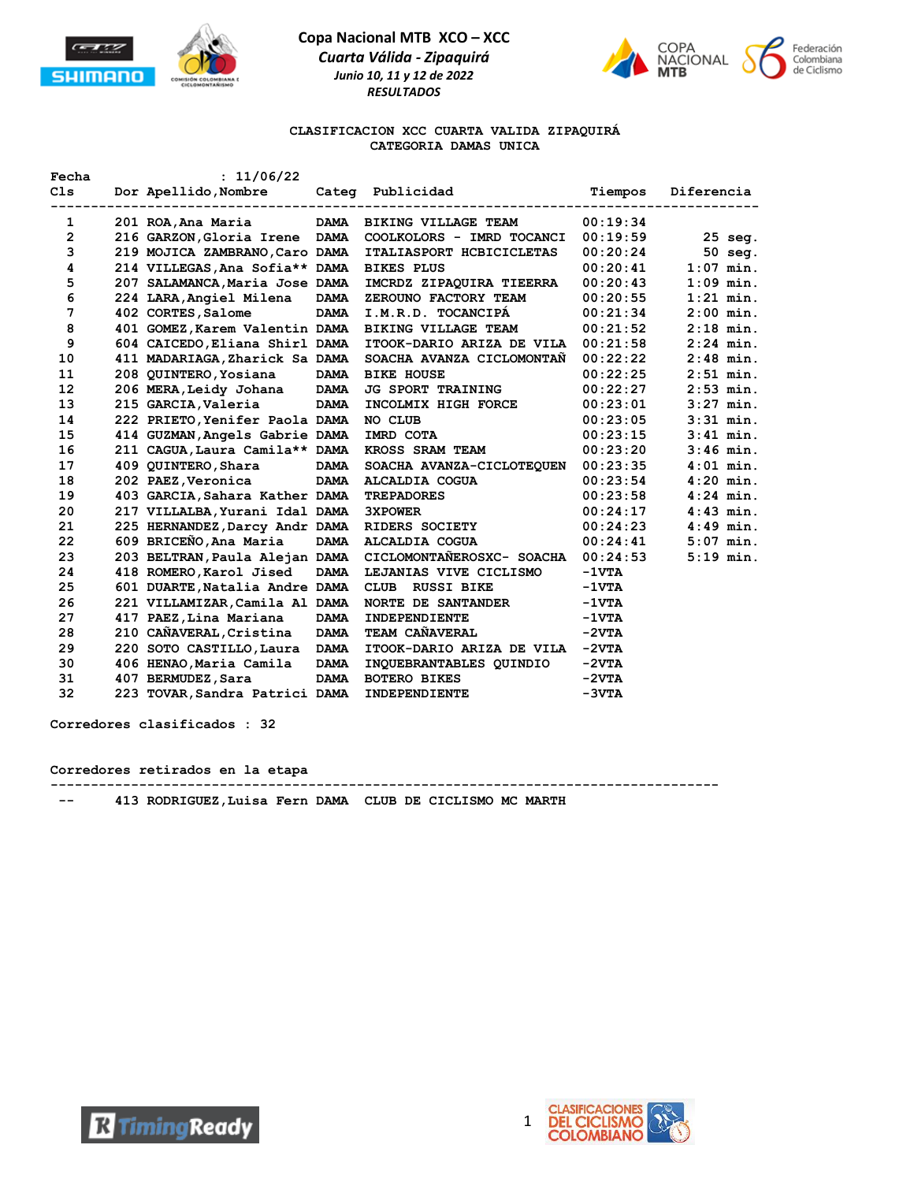# Copa Nacional MTB XCO – XCC

*Cuarta Válida - Zipaquirá*

*Junio 10, 11 y 12 de 2022*

*RESULTADOS*

## CLASIFICACION XCC CUARTA VALIDA ZIPAQUIRÁ
## CATEGORIA DAMAS UNICA

**Fecha : 11/06/22**

| Cls | Dor | Apellido,Nombre | Categ | Publicidad | Tiempos | Diferencia |
|---|---|---|---|---|---|---|
| 1 | 201 | ROA,Ana Maria | DAMA | BIKING VILLAGE TEAM | 00:19:34 | |
| 2 | 216 | GARZON,Gloria Irene | DAMA | COOLKOLORS - IMRD TOCANCI | 00:19:59 | 25 seg. |
| 3 | 219 | MOJICA ZAMBRANO,Caro | DAMA | ITALIASPORT HCBICICLETAS | 00:20:24 | 50 seg. |
| 4 | 214 | VILLEGAS,Ana Sofia** | DAMA | BIKES PLUS | 00:20:41 | 1:07 min. |
| 5 | 207 | SALAMANCA,Maria Jose | DAMA | IMCRDZ ZIPAQUIRA TIEERRA | 00:20:43 | 1:09 min. |
| 6 | 224 | LARA,Angiel Milena | DAMA | ZEROUNO FACTORY TEAM | 00:20:55 | 1:21 min. |
| 7 | 402 | CORTES,Salome | DAMA | I.M.R.D. TOCANCIPÁ | 00:21:34 | 2:00 min. |
| 8 | 401 | GOMEZ,Karem Valentin | DAMA | BIKING VILLAGE TEAM | 00:21:52 | 2:18 min. |
| 9 | 604 | CAICEDO,Eliana Shirl | DAMA | ITOOK-DARIO ARIZA DE VILA | 00:21:58 | 2:24 min. |
| 10 | 411 | MADARIAGA,Zharick Sa | DAMA | SOACHA AVANZA CICLOMONTAÑ | 00:22:22 | 2:48 min. |
| 11 | 208 | QUINTERO,Yosiana | DAMA | BIKE HOUSE | 00:22:25 | 2:51 min. |
| 12 | 206 | MERA,Leidy Johana | DAMA | JG SPORT TRAINING | 00:22:27 | 2:53 min. |
| 13 | 215 | GARCIA,Valeria | DAMA | INCOLMIX HIGH FORCE | 00:23:01 | 3:27 min. |
| 14 | 222 | PRIETO,Yenifer Paola | DAMA | NO CLUB | 00:23:05 | 3:31 min. |
| 15 | 414 | GUZMAN,Angels Gabrie | DAMA | IMRD COTA | 00:23:15 | 3:41 min. |
| 16 | 211 | CAGUA,Laura Camila** | DAMA | KROSS SRAM TEAM | 00:23:20 | 3:46 min. |
| 17 | 409 | QUINTERO,Shara | DAMA | SOACHA AVANZA-CICLOTEQUEN | 00:23:35 | 4:01 min. |
| 18 | 202 | PAEZ,Veronica | DAMA | ALCALDIA COGUA | 00:23:54 | 4:20 min. |
| 19 | 403 | GARCIA,Sahara Kather | DAMA | TREPADORES | 00:23:58 | 4:24 min. |
| 20 | 217 | VILLALBA,Yurani Idal | DAMA | 3XPOWER | 00:24:17 | 4:43 min. |
| 21 | 225 | HERNANDEZ,Darcy Andr | DAMA | RIDERS SOCIETY | 00:24:23 | 4:49 min. |
| 22 | 609 | BRICEÑO,Ana Maria | DAMA | ALCALDIA COGUA | 00:24:41 | 5:07 min. |
| 23 | 203 | BELTRAN,Paula Alejan | DAMA | CICLOMONTAÑEROSXC- SOACHA | 00:24:53 | 5:19 min. |
| 24 | 418 | ROMERO,Karol Jised | DAMA | LEJANIAS VIVE CICLISMO | -1VTA | |
| 25 | 601 | DUARTE,Natalia Andre | DAMA | CLUB RUSSI BIKE | -1VTA | |
| 26 | 221 | VILLAMIZAR,Camila Al | DAMA | NORTE DE SANTANDER | -1VTA | |
| 27 | 417 | PAEZ,Lina Mariana | DAMA | INDEPENDIENTE | -1VTA | |
| 28 | 210 | CAÑAVERAL,Cristina | DAMA | TEAM CAÑAVERAL | -2VTA | |
| 29 | 220 | SOTO CASTILLO,Laura | DAMA | ITOOK-DARIO ARIZA DE VILA | -2VTA | |
| 30 | 406 | HENAO,Maria Camila | DAMA | INQUEBRANTABLES QUINDIO | -2VTA | |
| 31 | 407 | BERMUDEZ,Sara | DAMA | BOTERO BIKES | -2VTA | |
| 32 | 223 | TOVAR,Sandra Patrici | DAMA | INDEPENDIENTE | -3VTA | |

**Corredores clasificados : 32**

**Corredores retirados en la etapa**

| Cls | Dor | Apellido,Nombre | Categ | Publicidad |
|---|---|---|---|---|
| -- | 413 | RODRIGUEZ,Luisa Fern | DAMA | CLUB DE CICLISMO MC MARTH |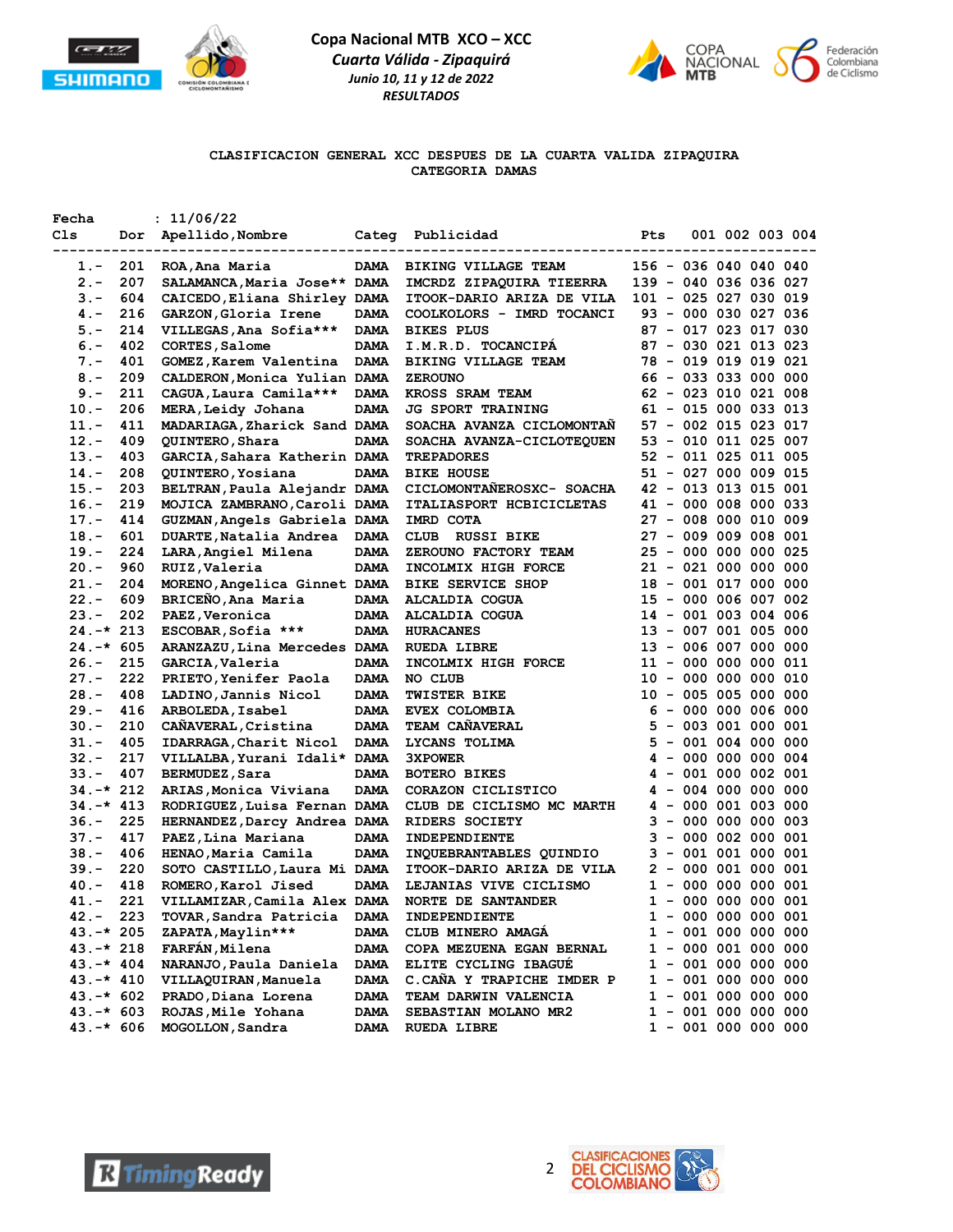**Copa Nacional MTB XCO – XCC**

*Cuarta Válida - Zipaquirá*

*Junio 10, 11 y 12 de 2022*

*RESULTADOS*

## CLASIFICACION GENERAL XCC DESPUES DE LA CUARTA VALIDA ZIPAQUIRA
## CATEGORIA DAMAS

Fecha : 11/06/22

| Cls | Dor | Apellido,Nombre | Categ | Publicidad | Pts | 001 | 002 | 003 | 004 |
|---|---|---|---|---|---|---|---|---|---|
| 1.- | 201 | ROA,Ana Maria | DAMA | BIKING VILLAGE TEAM | 156 - | 036 | 040 | 040 | 040 |
| 2.- | 207 | SALAMANCA,Maria Jose** | DAMA | IMCRDZ ZIPAQUIRA TIEERRA | 139 - | 040 | 036 | 036 | 027 |
| 3.- | 604 | CAICEDO,Eliana Shirley | DAMA | ITOOK-DARIO ARIZA DE VILA | 101 - | 025 | 027 | 030 | 019 |
| 4.- | 216 | GARZON,Gloria Irene | DAMA | COOLKOLORS - IMRD TOCANCI | 93 - | 000 | 030 | 027 | 036 |
| 5.- | 214 | VILLEGAS,Ana Sofia*** | DAMA | BIKES PLUS | 87 - | 017 | 023 | 017 | 030 |
| 6.- | 402 | CORTES,Salome | DAMA | I.M.R.D. TOCANCIPÁ | 87 - | 030 | 021 | 013 | 023 |
| 7.- | 401 | GOMEZ,Karem Valentina | DAMA | BIKING VILLAGE TEAM | 78 - | 019 | 019 | 019 | 021 |
| 8.- | 209 | CALDERON,Monica Yulian | DAMA | ZEROUNO | 66 - | 033 | 033 | 000 | 000 |
| 9.- | 211 | CAGUA,Laura Camila*** | DAMA | KROSS SRAM TEAM | 62 - | 023 | 010 | 021 | 008 |
| 10.- | 206 | MERA,Leidy Johana | DAMA | JG SPORT TRAINING | 61 - | 015 | 000 | 033 | 013 |
| 11.- | 411 | MADARIAGA,Zharick Sand | DAMA | SOACHA AVANZA CICLOMONTAÑ | 57 - | 002 | 015 | 023 | 017 |
| 12.- | 409 | QUINTERO,Shara | DAMA | SOACHA AVANZA-CICLOTEQUEN | 53 - | 010 | 011 | 025 | 007 |
| 13.- | 403 | GARCIA,Sahara Katherin | DAMA | TREPADORES | 52 - | 011 | 025 | 011 | 005 |
| 14.- | 208 | QUINTERO,Yosiana | DAMA | BIKE HOUSE | 51 - | 027 | 000 | 009 | 015 |
| 15.- | 203 | BELTRAN,Paula Alejandr | DAMA | CICLOMONTAÑEROSXC- SOACHA | 42 - | 013 | 013 | 015 | 001 |
| 16.- | 219 | MOJICA ZAMBRANO,Caroli | DAMA | ITALIASPORT HCBICICLETAS | 41 - | 000 | 008 | 000 | 033 |
| 17.- | 414 | GUZMAN,Angels Gabriela | DAMA | IMRD COTA | 27 - | 008 | 000 | 010 | 009 |
| 18.- | 601 | DUARTE,Natalia Andrea | DAMA | CLUB RUSSI BIKE | 27 - | 009 | 009 | 008 | 001 |
| 19.- | 224 | LARA,Angiel Milena | DAMA | ZEROUNO FACTORY TEAM | 25 - | 000 | 000 | 000 | 025 |
| 20.- | 960 | RUIZ,Valeria | DAMA | INCOLMIX HIGH FORCE | 21 - | 021 | 000 | 000 | 000 |
| 21.- | 204 | MORENO,Angelica Ginnet | DAMA | BIKE SERVICE SHOP | 18 - | 001 | 017 | 000 | 000 |
| 22.- | 609 | BRICEÑO,Ana Maria | DAMA | ALCALDIA COGUA | 15 - | 000 | 006 | 007 | 002 |
| 23.- | 202 | PAEZ,Veronica | DAMA | ALCALDIA COGUA | 14 - | 001 | 003 | 004 | 006 |
| 24.-* | 213 | ESCOBAR,Sofia *** | DAMA | HURACANES | 13 - | 007 | 001 | 005 | 000 |
| 24.-* | 605 | ARANZAZU,Lina Mercedes | DAMA | RUEDA LIBRE | 13 - | 006 | 007 | 000 | 000 |
| 26.- | 215 | GARCIA,Valeria | DAMA | INCOLMIX HIGH FORCE | 11 - | 000 | 000 | 000 | 011 |
| 27.- | 222 | PRIETO,Yenifer Paola | DAMA | NO CLUB | 10 - | 000 | 000 | 000 | 010 |
| 28.- | 408 | LADINO,Jannis Nicol | DAMA | TWISTER BIKE | 10 - | 005 | 005 | 000 | 000 |
| 29.- | 416 | ARBOLEDA,Isabel | DAMA | EVEX COLOMBIA | 6 - | 000 | 000 | 006 | 000 |
| 30.- | 210 | CAÑAVERAL,Cristina | DAMA | TEAM CAÑAVERAL | 5 - | 003 | 001 | 000 | 001 |
| 31.- | 405 | IDARRAGA,Charit Nicol | DAMA | LYCANS TOLIMA | 5 - | 001 | 004 | 000 | 000 |
| 32.- | 217 | VILLALBA,Yurani Idali* | DAMA | 3XPOWER | 4 - | 000 | 000 | 000 | 004 |
| 33.- | 407 | BERMUDEZ,Sara | DAMA | BOTERO BIKES | 4 - | 001 | 000 | 002 | 001 |
| 34.-* | 212 | ARIAS,Monica Viviana | DAMA | CORAZON CICLISTICO | 4 - | 004 | 000 | 000 | 000 |
| 34.-* | 413 | RODRIGUEZ,Luisa Fernan | DAMA | CLUB DE CICLISMO MC MARTH | 4 - | 000 | 001 | 003 | 000 |
| 36.- | 225 | HERNANDEZ,Darcy Andrea | DAMA | RIDERS SOCIETY | 3 - | 000 | 000 | 000 | 003 |
| 37.- | 417 | PAEZ,Lina Mariana | DAMA | INDEPENDIENTE | 3 - | 000 | 002 | 000 | 001 |
| 38.- | 406 | HENAO,Maria Camila | DAMA | INQUEBRANTABLES QUINDIO | 3 - | 001 | 001 | 000 | 001 |
| 39.- | 220 | SOTO CASTILLO,Laura Mi | DAMA | ITOOK-DARIO ARIZA DE VILA | 2 - | 000 | 001 | 000 | 001 |
| 40.- | 418 | ROMERO,Karol Jised | DAMA | LEJANIAS VIVE CICLISMO | 1 - | 000 | 000 | 000 | 001 |
| 41.- | 221 | VILLAMIZAR,Camila Alex | DAMA | NORTE DE SANTANDER | 1 - | 000 | 000 | 000 | 001 |
| 42.- | 223 | TOVAR,Sandra Patricia | DAMA | INDEPENDIENTE | 1 - | 000 | 000 | 000 | 001 |
| 43.-* | 205 | ZAPATA,Maylin*** | DAMA | CLUB MINERO AMAGÁ | 1 - | 001 | 000 | 000 | 000 |
| 43.-* | 218 | FARFÁN,Milena | DAMA | COPA MEZUENA EGAN BERNAL | 1 - | 000 | 001 | 000 | 000 |
| 43.-* | 404 | NARANJO,Paula Daniela | DAMA | ELITE CYCLING IBAGUÉ | 1 - | 001 | 000 | 000 | 000 |
| 43.-* | 410 | VILLAQUIRAN,Manuela | DAMA | C.CAÑA Y TRAPICHE IMDER P | 1 - | 001 | 000 | 000 | 000 |
| 43.-* | 602 | PRADO,Diana Lorena | DAMA | TEAM DARWIN VALENCIA | 1 - | 001 | 000 | 000 | 000 |
| 43.-* | 603 | ROJAS,Mile Yohana | DAMA | SEBASTIAN MOLANO MR2 | 1 - | 001 | 000 | 000 | 000 |
| 43.-* | 606 | MOGOLLON,Sandra | DAMA | RUEDA LIBRE | 1 - | 001 | 000 | 000 | 000 |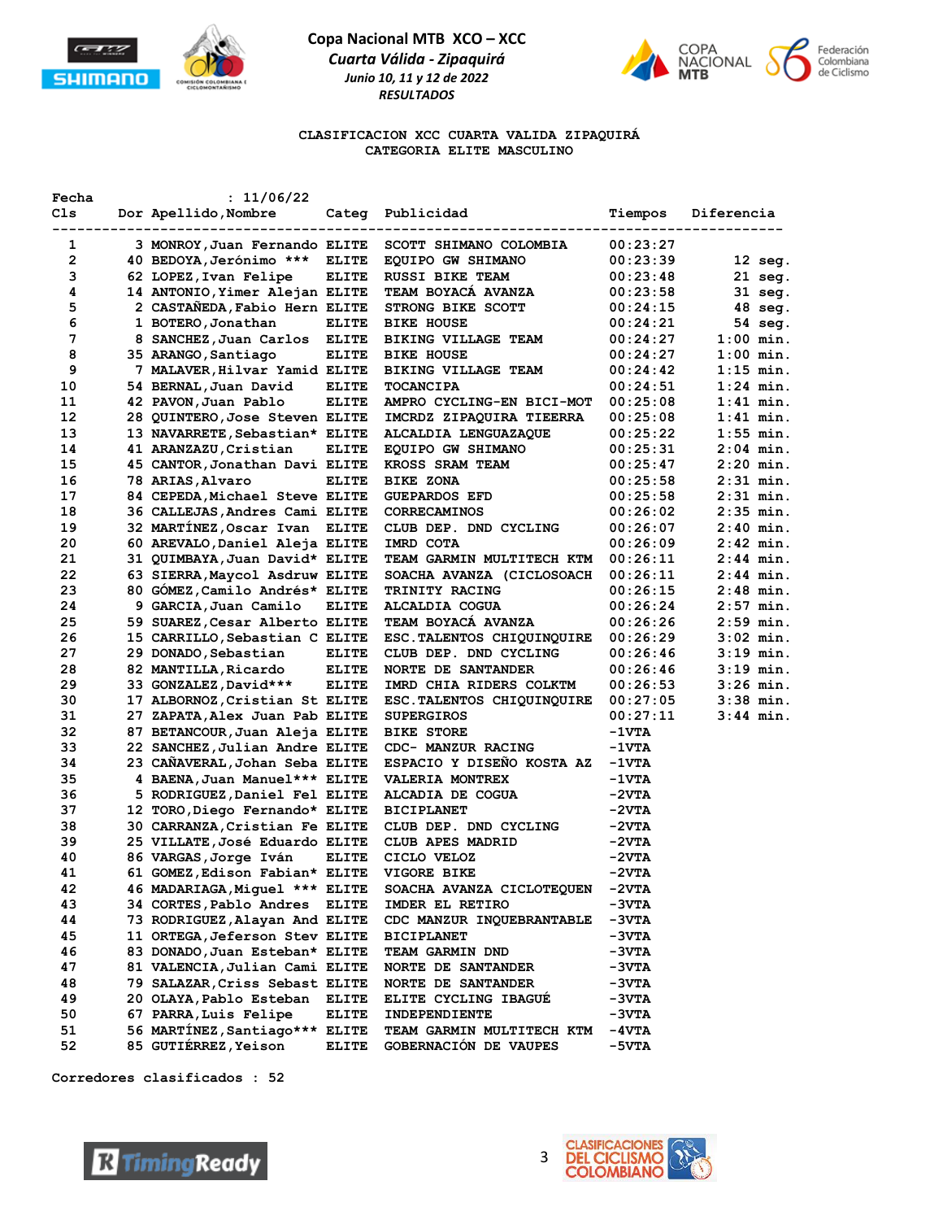# Copa Nacional MTB XCO – XCC

*Cuarta Válida - Zipaquirá*

*Junio 10, 11 y 12 de 2022*

*RESULTADOS*

**CLASIFICACION XCC CUARTA VALIDA ZIPAQUIRÁ**

**CATEGORIA ELITE MASCULINO**

Fecha : 11/06/22

| Cls | Dor | Apellido,Nombre | Categ | Publicidad | Tiempos | Diferencia |
|---|---|---|---|---|---|---|
| 1 | 3 | MONROY,Juan Fernando | ELITE | SCOTT SHIMANO COLOMBIA | 00:23:27 | |
| 2 | 40 | BEDOYA,Jerónimo *** | ELITE | EQUIPO GW SHIMANO | 00:23:39 | 12 seg. |
| 3 | 62 | LOPEZ,Ivan Felipe | ELITE | RUSSI BIKE TEAM | 00:23:48 | 21 seg. |
| 4 | 14 | ANTONIO,Yimer Alejan | ELITE | TEAM BOYACÁ AVANZA | 00:23:58 | 31 seg. |
| 5 | 2 | CASTAÑEDA,Fabio Hern | ELITE | STRONG BIKE SCOTT | 00:24:15 | 48 seg. |
| 6 | 1 | BOTERO,Jonathan | ELITE | BIKE HOUSE | 00:24:21 | 54 seg. |
| 7 | 8 | SANCHEZ,Juan Carlos | ELITE | BIKING VILLAGE TEAM | 00:24:27 | 1:00 min. |
| 8 | 35 | ARANGO,Santiago | ELITE | BIKE HOUSE | 00:24:27 | 1:00 min. |
| 9 | 7 | MALAVER,Hilvar Yamid | ELITE | BIKING VILLAGE TEAM | 00:24:42 | 1:15 min. |
| 10 | 54 | BERNAL,Juan David | ELITE | TOCANCIPA | 00:24:51 | 1:24 min. |
| 11 | 42 | PAVON,Juan Pablo | ELITE | AMPRO CYCLING-EN BICI-MOT | 00:25:08 | 1:41 min. |
| 12 | 28 | QUINTERO,Jose Steven | ELITE | IMCRDZ ZIPAQUIRA TIEERRA | 00:25:08 | 1:41 min. |
| 13 | 13 | NAVARRETE,Sebastian* | ELITE | ALCALDIA LENGUAZAQUE | 00:25:22 | 1:55 min. |
| 14 | 41 | ARANZAZU,Cristian | ELITE | EQUIPO GW SHIMANO | 00:25:31 | 2:04 min. |
| 15 | 45 | CANTOR,Jonathan Davi | ELITE | KROSS SRAM TEAM | 00:25:47 | 2:20 min. |
| 16 | 78 | ARIAS,Alvaro | ELITE | BIKE ZONA | 00:25:58 | 2:31 min. |
| 17 | 84 | CEPEDA,Michael Steve | ELITE | GUEPARDOS EFD | 00:25:58 | 2:31 min. |
| 18 | 36 | CALLEJAS,Andres Cami | ELITE | CORRECAMINOS | 00:26:02 | 2:35 min. |
| 19 | 32 | MARTÍNEZ,Oscar Ivan | ELITE | CLUB DEP. DND CYCLING | 00:26:07 | 2:40 min. |
| 20 | 60 | AREVALO,Daniel Aleja | ELITE | IMRD COTA | 00:26:09 | 2:42 min. |
| 21 | 31 | QUIMBAYA,Juan David* | ELITE | TEAM GARMIN MULTITECH KTM | 00:26:11 | 2:44 min. |
| 22 | 63 | SIERRA,Maycol Asdruw | ELITE | SOACHA AVANZA (CICLOSOACH | 00:26:11 | 2:44 min. |
| 23 | 80 | GÓMEZ,Camilo Andrés* | ELITE | TRINITY RACING | 00:26:15 | 2:48 min. |
| 24 | 9 | GARCIA,Juan Camilo | ELITE | ALCALDIA COGUA | 00:26:24 | 2:57 min. |
| 25 | 59 | SUAREZ,Cesar Alberto | ELITE | TEAM BOYACÁ AVANZA | 00:26:26 | 2:59 min. |
| 26 | 15 | CARRILLO,Sebastian C | ELITE | ESC.TALENTOS CHIQUINQUIRE | 00:26:29 | 3:02 min. |
| 27 | 29 | DONADO,Sebastian | ELITE | CLUB DEP. DND CYCLING | 00:26:46 | 3:19 min. |
| 28 | 82 | MANTILLA,Ricardo | ELITE | NORTE DE SANTANDER | 00:26:46 | 3:19 min. |
| 29 | 33 | GONZALEZ,David*** | ELITE | IMRD CHIA RIDERS COLKTM | 00:26:53 | 3:26 min. |
| 30 | 17 | ALBORNOZ,Cristian St | ELITE | ESC.TALENTOS CHIQUINQUIRE | 00:27:05 | 3:38 min. |
| 31 | 27 | ZAPATA,Alex Juan Pab | ELITE | SUPERGIROS | 00:27:11 | 3:44 min. |
| 32 | 87 | BETANCOUR,Juan Aleja | ELITE | BIKE STORE | -1VTA | |
| 33 | 22 | SANCHEZ,Julian Andre | ELITE | CDC- MANZUR RACING | -1VTA | |
| 34 | 23 | CAÑAVERAL,Johan Seba | ELITE | ESPACIO Y DISEÑO KOSTA AZ | -1VTA | |
| 35 | 4 | BAENA,Juan Manuel*** | ELITE | VALERIA MONTREX | -1VTA | |
| 36 | 5 | RODRIGUEZ,Daniel Fel | ELITE | ALCADIA DE COGUA | -2VTA | |
| 37 | 12 | TORO,Diego Fernando* | ELITE | BICIPLANET | -2VTA | |
| 38 | 30 | CARRANZA,Cristian Fe | ELITE | CLUB DEP. DND CYCLING | -2VTA | |
| 39 | 25 | VILLATE,José Eduardo | ELITE | CLUB APES MADRID | -2VTA | |
| 40 | 86 | VARGAS,Jorge Iván | ELITE | CICLO VELOZ | -2VTA | |
| 41 | 61 | GOMEZ,Edison Fabian* | ELITE | VIGORE BIKE | -2VTA | |
| 42 | 46 | MADARIAGA,Miguel *** | ELITE | SOACHA AVANZA CICLOTEQUEN | -2VTA | |
| 43 | 34 | CORTES,Pablo Andres | ELITE | IMDER EL RETIRO | -3VTA | |
| 44 | 73 | RODRIGUEZ,Alayan And | ELITE | CDC MANZUR INQUEBRANTABLE | -3VTA | |
| 45 | 11 | ORTEGA,Jeferson Stev | ELITE | BICIPLANET | -3VTA | |
| 46 | 83 | DONADO,Juan Esteban* | ELITE | TEAM GARMIN DND | -3VTA | |
| 47 | 81 | VALENCIA,Julian Cami | ELITE | NORTE DE SANTANDER | -3VTA | |
| 48 | 79 | SALAZAR,Criss Sebast | ELITE | NORTE DE SANTANDER | -3VTA | |
| 49 | 20 | OLAYA,Pablo Esteban | ELITE | ELITE CYCLING IBAGUÉ | -3VTA | |
| 50 | 67 | PARRA,Luis Felipe | ELITE | INDEPENDIENTE | -3VTA | |
| 51 | 56 | MARTÍNEZ,Santiago*** | ELITE | TEAM GARMIN MULTITECH KTM | -4VTA | |
| 52 | 85 | GUTIÉRREZ,Yeison | ELITE | GOBERNACIÓN DE VAUPES | -5VTA | |

Corredores clasificados : 52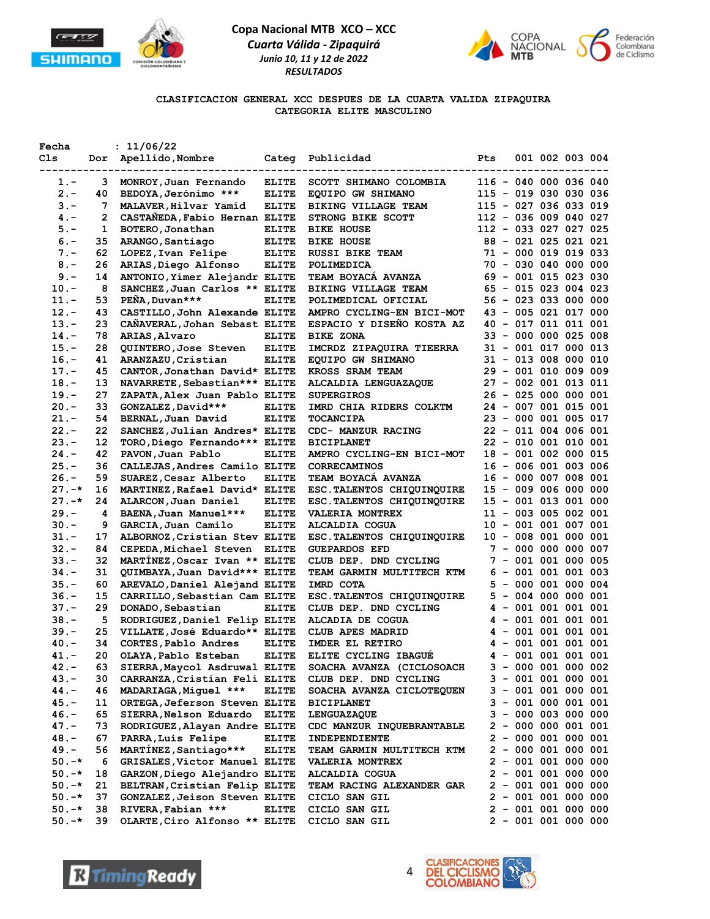**Copa Nacional MTB XCO – XCC**

*Cuarta Válida - Zipaquirá*

*Junio 10, 11 y 12 de 2022*

*RESULTADOS*

**CLASIFICACION GENERAL XCC DESPUES DE LA CUARTA VALIDA ZIPAQUIRA**

**CATEGORIA ELITE MASCULINO**

Fecha : 11/06/22

| Cls | Dor | Apellido,Nombre | Categ | Publicidad | Pts | | 001 | 002 | 003 | 004 |
|---|---|---|---|---|---|---|---|---|---|---|
| 1.- | 3 | MONROY,Juan Fernando | ELITE | SCOTT SHIMANO COLOMBIA | 116 | - | 040 | 000 | 036 | 040 |
| 2.- | 40 | BEDOYA,Jerónimo *** | ELITE | EQUIPO GW SHIMANO | 115 | - | 019 | 030 | 030 | 036 |
| 3.- | 7 | MALAVER,Hilvar Yamid | ELITE | BIKING VILLAGE TEAM | 115 | - | 027 | 036 | 033 | 019 |
| 4.- | 2 | CASTAÑEDA,Fabio Hernan | ELITE | STRONG BIKE SCOTT | 112 | - | 036 | 009 | 040 | 027 |
| 5.- | 1 | BOTERO,Jonathan | ELITE | BIKE HOUSE | 112 | - | 033 | 027 | 027 | 025 |
| 6.- | 35 | ARANGO,Santiago | ELITE | BIKE HOUSE | 88 | - | 021 | 025 | 021 | 021 |
| 7.- | 62 | LOPEZ,Ivan Felipe | ELITE | RUSSI BIKE TEAM | 71 | - | 000 | 019 | 019 | 033 |
| 8.- | 26 | ARIAS,Diego Alfonso | ELITE | POLIMEDICA | 70 | - | 030 | 040 | 000 | 000 |
| 9.- | 14 | ANTONIO,Yimer Alejandr | ELITE | TEAM BOYACÁ AVANZA | 69 | - | 001 | 015 | 023 | 030 |
| 10.- | 8 | SANCHEZ,Juan Carlos ** | ELITE | BIKING VILLAGE TEAM | 65 | - | 015 | 023 | 004 | 023 |
| 11.- | 53 | PEÑA,Duvan*** | ELITE | POLIMEDICAL OFICIAL | 56 | - | 023 | 033 | 000 | 000 |
| 12.- | 43 | CASTILLO,John Alexande | ELITE | AMPRO CYCLING-EN BICI-MOT | 43 | - | 005 | 021 | 017 | 000 |
| 13.- | 23 | CAÑAVERAL,Johan Sebast | ELITE | ESPACIO Y DISEÑO KOSTA AZ | 40 | - | 017 | 011 | 011 | 001 |
| 14.- | 78 | ARIAS,Alvaro | ELITE | BIKE ZONA | 33 | - | 000 | 000 | 025 | 008 |
| 15.- | 28 | QUINTERO,Jose Steven | ELITE | IMCRDZ ZIPAQUIRA TIEERRA | 31 | - | 001 | 017 | 000 | 013 |
| 16.- | 41 | ARANZAZU,Cristian | ELITE | EQUIPO GW SHIMANO | 31 | - | 013 | 008 | 000 | 010 |
| 17.- | 45 | CANTOR,Jonathan David* | ELITE | KROSS SRAM TEAM | 29 | - | 001 | 010 | 009 | 009 |
| 18.- | 13 | NAVARRETE,Sebastian*** | ELITE | ALCALDIA LENGUAZAQUE | 27 | - | 002 | 001 | 013 | 011 |
| 19.- | 27 | ZAPATA,Alex Juan Pablo | ELITE | SUPERGIROS | 26 | - | 025 | 000 | 000 | 001 |
| 20.- | 33 | GONZALEZ,David*** | ELITE | IMRD CHIA RIDERS COLKTM | 24 | - | 007 | 001 | 015 | 001 |
| 21.- | 54 | BERNAL,Juan David | ELITE | TOCANCIPA | 23 | - | 000 | 001 | 005 | 017 |
| 22.- | 22 | SANCHEZ,Julian Andres* | ELITE | CDC- MANZUR RACING | 22 | - | 011 | 004 | 006 | 001 |
| 23.- | 12 | TORO,Diego Fernando*** | ELITE | BICIPLANET | 22 | - | 010 | 001 | 010 | 001 |
| 24.- | 42 | PAVON,Juan Pablo | ELITE | AMPRO CYCLING-EN BICI-MOT | 18 | - | 001 | 002 | 000 | 015 |
| 25.- | 36 | CALLEJAS,Andres Camilo | ELITE | CORRECAMINOS | 16 | - | 006 | 001 | 003 | 006 |
| 26.- | 59 | SUAREZ,Cesar Alberto | ELITE | TEAM BOYACÁ AVANZA | 16 | - | 000 | 007 | 008 | 001 |
| 27.-* | 16 | MARTINEZ,Rafael David* | ELITE | ESC.TALENTOS CHIQUINQUIRE | 15 | - | 009 | 006 | 000 | 000 |
| 27.-* | 24 | ALARCON,Juan Daniel | ELITE | ESC.TALENTOS CHIQUINQUIRE | 15 | - | 001 | 013 | 001 | 000 |
| 29.- | 4 | BAENA,Juan Manuel*** | ELITE | VALERIA MONTREX | 11 | - | 003 | 005 | 002 | 001 |
| 30.- | 9 | GARCIA,Juan Camilo | ELITE | ALCALDIA COGUA | 10 | - | 001 | 001 | 007 | 001 |
| 31.- | 17 | ALBORNOZ,Cristian Stev | ELITE | ESC.TALENTOS CHIQUINQUIRE | 10 | - | 008 | 001 | 000 | 001 |
| 32.- | 84 | CEPEDA,Michael Steven | ELITE | GUEPARDOS EFD | 7 | - | 000 | 000 | 000 | 007 |
| 33.- | 32 | MARTÍNEZ,Oscar Ivan ** | ELITE | CLUB DEP. DND CYCLING | 7 | - | 001 | 001 | 000 | 005 |
| 34.- | 31 | QUIMBAYA,Juan David*** | ELITE | TEAM GARMIN MULTITECH KTM | 6 | - | 001 | 001 | 001 | 003 |
| 35.- | 60 | AREVALO,Daniel Alejand | ELITE | IMRD COTA | 5 | - | 000 | 001 | 000 | 004 |
| 36.- | 15 | CARRILLO,Sebastian Cam | ELITE | ESC.TALENTOS CHIQUINQUIRE | 5 | - | 004 | 000 | 000 | 001 |
| 37.- | 29 | DONADO,Sebastian | ELITE | CLUB DEP. DND CYCLING | 4 | - | 001 | 001 | 001 | 001 |
| 38.- | 5 | RODRIGUEZ,Daniel Felip | ELITE | ALCADIA DE COGUA | 4 | - | 001 | 001 | 001 | 001 |
| 39.- | 25 | VILLATE,José Eduardo** | ELITE | CLUB APES MADRID | 4 | - | 001 | 001 | 001 | 001 |
| 40.- | 34 | CORTES,Pablo Andres | ELITE | IMDER EL RETIRO | 4 | - | 001 | 001 | 001 | 001 |
| 41.- | 20 | OLAYA,Pablo Esteban | ELITE | ELITE CYCLING IBAGUÉ | 4 | - | 001 | 001 | 001 | 001 |
| 42.- | 63 | SIERRA,Maycol Asdruwal | ELITE | SOACHA AVANZA (CICLOSOACH | 3 | - | 000 | 001 | 000 | 002 |
| 43.- | 30 | CARRANZA,Cristian Feli | ELITE | CLUB DEP. DND CYCLING | 3 | - | 001 | 001 | 000 | 001 |
| 44.- | 46 | MADARIAGA,Miguel *** | ELITE | SOACHA AVANZA CICLOTEQUEN | 3 | - | 001 | 001 | 000 | 001 |
| 45.- | 11 | ORTEGA,Jeferson Steven | ELITE | BICIPLANET | 3 | - | 001 | 000 | 001 | 001 |
| 46.- | 65 | SIERRA,Nelson Eduardo | ELITE | LENGUAZAQUE | 3 | - | 000 | 003 | 000 | 000 |
| 47.- | 73 | RODRIGUEZ,Alayan Andre | ELITE | CDC MANZUR INQUEBRANTABLE | 2 | - | 000 | 000 | 001 | 001 |
| 48.- | 67 | PARRA,Luis Felipe | ELITE | INDEPENDIENTE | 2 | - | 000 | 001 | 000 | 001 |
| 49.- | 56 | MARTÍNEZ,Santiago*** | ELITE | TEAM GARMIN MULTITECH KTM | 2 | - | 000 | 001 | 000 | 001 |
| 50.-* | 6 | GRISALES,Victor Manuel | ELITE | VALERIA MONTREX | 2 | - | 001 | 001 | 000 | 000 |
| 50.-* | 18 | GARZON,Diego Alejandro | ELITE | ALCALDIA COGUA | 2 | - | 001 | 001 | 000 | 000 |
| 50.-* | 21 | BELTRAN,Cristian Felip | ELITE | TEAM RACING ALEXANDER GAR | 2 | - | 001 | 001 | 000 | 000 |
| 50.-* | 37 | GONZALEZ,Jeison Steven | ELITE | CICLO SAN GIL | 2 | - | 001 | 001 | 000 | 000 |
| 50.-* | 38 | RIVERA,Fabian *** | ELITE | CICLO SAN GIL | 2 | - | 001 | 001 | 000 | 000 |
| 50.-* | 39 | OLARTE,Ciro Alfonso ** | ELITE | CICLO SAN GIL | 2 | - | 001 | 001 | 000 | 000 |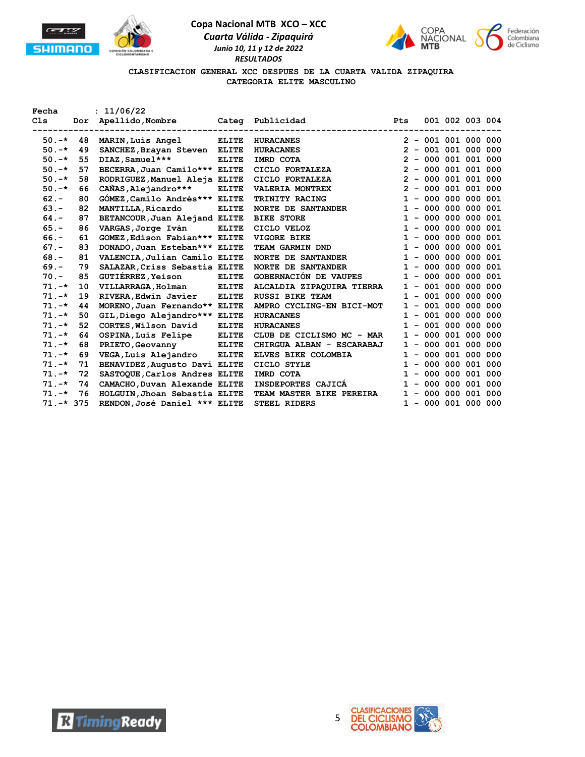**Copa Nacional MTB XCO – XCC**

***Cuarta Válida - Zipaquirá***

*Junio 10, 11 y 12 de 2022*

*RESULTADOS*

**CLASIFICACION GENERAL XCC DESPUES DE LA CUARTA VALIDA ZIPAQUIRA**

**CATEGORIA ELITE MASCULINO**

Fecha : 11/06/22

| Cls | Dor | Apellido,Nombre | Categ | Publicidad | Pts | | 001 | 002 | 003 | 004 |
|---|---|---|---|---|---|---|---|---|---|---|
| 50.-* | 48 | MARIN,Luis Angel | ELITE | HURACANES | 2 | - | 001 | 001 | 000 | 000 |
| 50.-* | 49 | SANCHEZ,Brayan Steven | ELITE | HURACANES | 2 | - | 001 | 001 | 000 | 000 |
| 50.-* | 55 | DIAZ,Samuel*** | ELITE | IMRD COTA | 2 | - | 000 | 001 | 001 | 000 |
| 50.-* | 57 | BECERRA,Juan Camilo*** | ELITE | CICLO FORTALEZA | 2 | - | 000 | 001 | 001 | 000 |
| 50.-* | 58 | RODRIGUEZ,Manuel Aleja | ELITE | CICLO FORTALEZA | 2 | - | 000 | 001 | 001 | 000 |
| 50.-* | 66 | CAÑAS,Alejandro*** | ELITE | VALERIA MONTREX | 2 | - | 000 | 001 | 001 | 000 |
| 62.- | 80 | GÓMEZ,Camilo Andrés*** | ELITE | TRINITY RACING | 1 | - | 000 | 000 | 000 | 001 |
| 63.- | 82 | MANTILLA,Ricardo | ELITE | NORTE DE SANTANDER | 1 | - | 000 | 000 | 000 | 001 |
| 64.- | 87 | BETANCOUR,Juan Alejand | ELITE | BIKE STORE | 1 | - | 000 | 000 | 000 | 001 |
| 65.- | 86 | VARGAS,Jorge Iván | ELITE | CICLO VELOZ | 1 | - | 000 | 000 | 000 | 001 |
| 66.- | 61 | GOMEZ,Edison Fabian*** | ELITE | VIGORE BIKE | 1 | - | 000 | 000 | 000 | 001 |
| 67.- | 83 | DONADO,Juan Esteban*** | ELITE | TEAM GARMIN DND | 1 | - | 000 | 000 | 000 | 001 |
| 68.- | 81 | VALENCIA,Julian Camilo | ELITE | NORTE DE SANTANDER | 1 | - | 000 | 000 | 000 | 001 |
| 69.- | 79 | SALAZAR,Criss Sebastia | ELITE | NORTE DE SANTANDER | 1 | - | 000 | 000 | 000 | 001 |
| 70.- | 85 | GUTIÉRREZ,Yeison | ELITE | GOBERNACIÓN DE VAUPES | 1 | - | 000 | 000 | 000 | 001 |
| 71.-* | 10 | VILLARRAGA,Holman | ELITE | ALCALDIA ZIPAQUIRA TIERRA | 1 | - | 001 | 000 | 000 | 000 |
| 71.-* | 19 | RIVERA,Edwin Javier | ELITE | RUSSI BIKE TEAM | 1 | - | 001 | 000 | 000 | 000 |
| 71.-* | 44 | MORENO,Juan Fernando** | ELITE | AMPRO CYCLING-EN BICI-MOT | 1 | - | 001 | 000 | 000 | 000 |
| 71.-* | 50 | GIL,Diego Alejandro*** | ELITE | HURACANES | 1 | - | 001 | 000 | 000 | 000 |
| 71.-* | 52 | CORTES,Wilson David | ELITE | HURACANES | 1 | - | 001 | 000 | 000 | 000 |
| 71.-* | 64 | OSPINA,Luis Felipe | ELITE | CLUB DE CICLISMO MC - MAR | 1 | - | 000 | 001 | 000 | 000 |
| 71.-* | 68 | PRIETO,Geovanny | ELITE | CHIRGUA ALBAN - ESCARABAJ | 1 | - | 000 | 001 | 000 | 000 |
| 71.-* | 69 | VEGA,Luis Alejandro | ELITE | ELVES BIKE COLOMBIA | 1 | - | 000 | 001 | 000 | 000 |
| 71.-* | 71 | BENAVIDEZ,Augusto Davi | ELITE | CICLO STYLE | 1 | - | 000 | 000 | 001 | 000 |
| 71.-* | 72 | SASTOQUE,Carlos Andres | ELITE | IMRD COTA | 1 | - | 000 | 000 | 001 | 000 |
| 71.-* | 74 | CAMACHO,Duvan Alexande | ELITE | INSDEPORTES CAJICÁ | 1 | - | 000 | 000 | 001 | 000 |
| 71.-* | 76 | HOLGUIN,Jhoan Sebastia | ELITE | TEAM MASTER BIKE PEREIRA | 1 | - | 000 | 000 | 001 | 000 |
| 71.-* | 375 | RENDON,José Daniel *** | ELITE | STEEL RIDERS | 1 | - | 000 | 001 | 000 | 000 |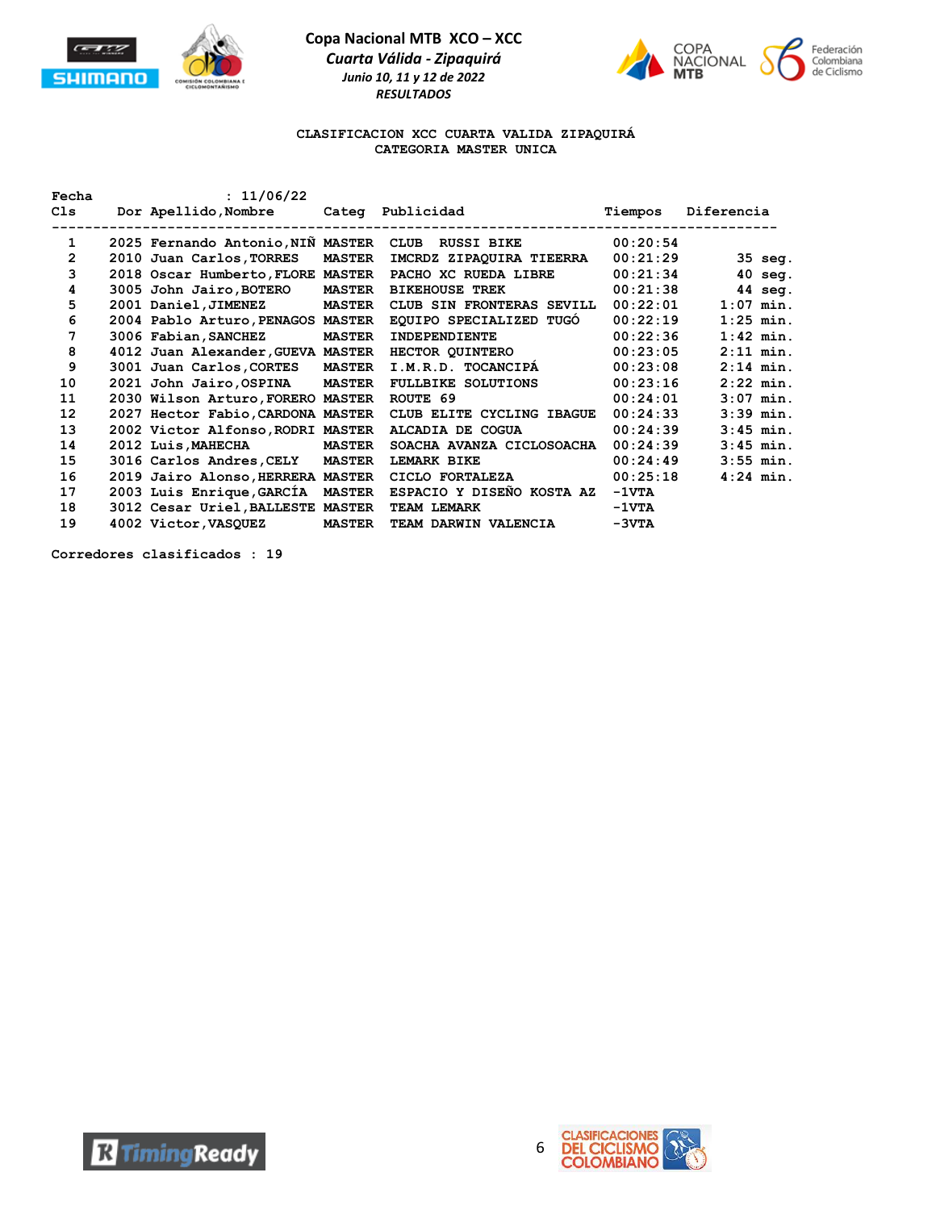**Copa Nacional MTB XCO – XCC**

***Cuarta Válida - Zipaquirá***

***Junio 10, 11 y 12 de 2022***

***RESULTADOS***

**CLASIFICACION XCC CUARTA VALIDA ZIPAQUIRÁ**

**CATEGORIA MASTER UNICA**

**Fecha : 11/06/22**

| Cls | Dor | Apellido,Nombre | Categ | Publicidad | Tiempos | Diferencia |
|---|---|---|---|---|---|---|
| 1 | 2025 | Fernando Antonio,NIÑ | MASTER | CLUB RUSSI BIKE | 00:20:54 | |
| 2 | 2010 | Juan Carlos,TORRES | MASTER | IMCRDZ ZIPAQUIRA TIEERRA | 00:21:29 | 35 seg. |
| 3 | 2018 | Oscar Humberto,FLORE | MASTER | PACHO XC RUEDA LIBRE | 00:21:34 | 40 seg. |
| 4 | 3005 | John Jairo,BOTERO | MASTER | BIKEHOUSE TREK | 00:21:38 | 44 seg. |
| 5 | 2001 | Daniel,JIMENEZ | MASTER | CLUB SIN FRONTERAS SEVILL | 00:22:01 | 1:07 min. |
| 6 | 2004 | Pablo Arturo,PENAGOS | MASTER | EQUIPO SPECIALIZED TUGÓ | 00:22:19 | 1:25 min. |
| 7 | 3006 | Fabian,SANCHEZ | MASTER | INDEPENDIENTE | 00:22:36 | 1:42 min. |
| 8 | 4012 | Juan Alexander,GUEVA | MASTER | HECTOR QUINTERO | 00:23:05 | 2:11 min. |
| 9 | 3001 | Juan Carlos,CORTES | MASTER | I.M.R.D. TOCANCIPÁ | 00:23:08 | 2:14 min. |
| 10 | 2021 | John Jairo,OSPINA | MASTER | FULLBIKE SOLUTIONS | 00:23:16 | 2:22 min. |
| 11 | 2030 | Wilson Arturo,FORERO | MASTER | ROUTE 69 | 00:24:01 | 3:07 min. |
| 12 | 2027 | Hector Fabio,CARDONA | MASTER | CLUB ELITE CYCLING IBAGUE | 00:24:33 | 3:39 min. |
| 13 | 2002 | Victor Alfonso,RODRI | MASTER | ALCADIA DE COGUA | 00:24:39 | 3:45 min. |
| 14 | 2012 | Luis,MAHECHA | MASTER | SOACHA AVANZA CICLOSOACHA | 00:24:39 | 3:45 min. |
| 15 | 3016 | Carlos Andres,CELY | MASTER | LEMARK BIKE | 00:24:49 | 3:55 min. |
| 16 | 2019 | Jairo Alonso,HERRERA | MASTER | CICLO FORTALEZA | 00:25:18 | 4:24 min. |
| 17 | 2003 | Luis Enrique,GARCÍA | MASTER | ESPACIO Y DISEÑO KOSTA AZ | -1VTA | |
| 18 | 3012 | Cesar Uriel,BALLESTE | MASTER | TEAM LEMARK | -1VTA | |
| 19 | 4002 | Victor,VASQUEZ | MASTER | TEAM DARWIN VALENCIA | -3VTA | |

**Corredores clasificados : 19**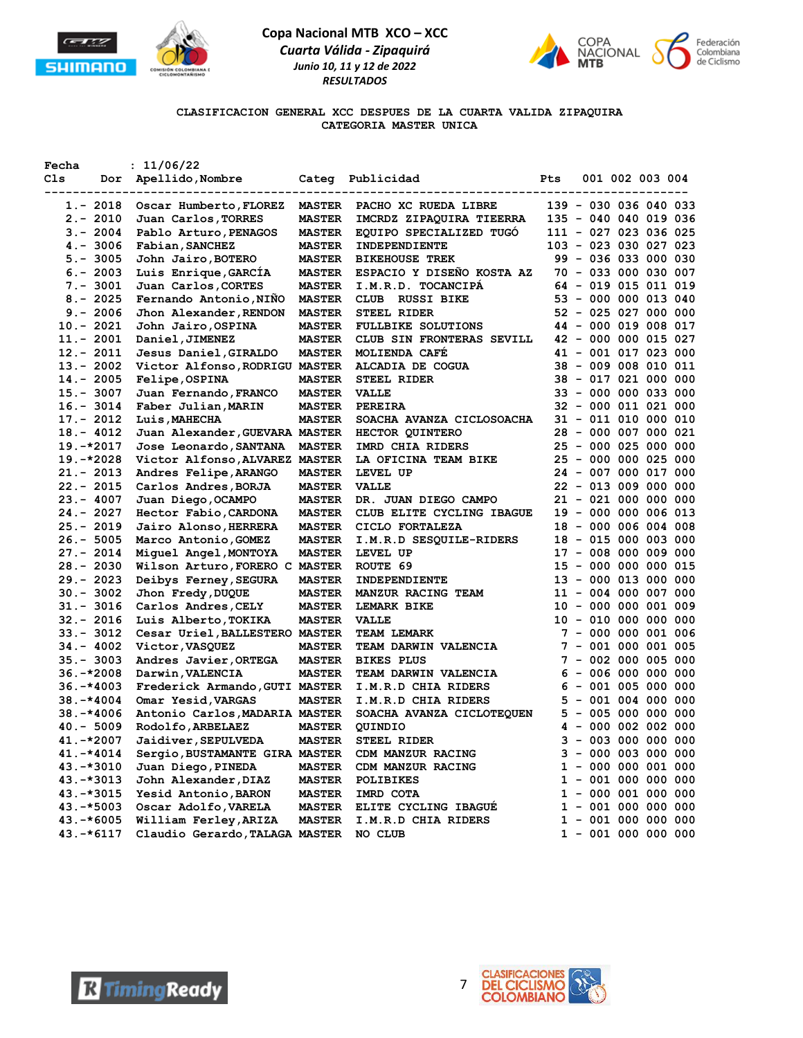**Copa Nacional MTB XCO – XCC**

*Cuarta Válida - Zipaquirá*

*Junio 10, 11 y 12 de 2022*

*RESULTADOS*

**CLASIFICACION GENERAL XCC DESPUES DE LA CUARTA VALIDA ZIPAQUIRA**
**CATEGORIA MASTER UNICA**

Fecha : 11/06/22

| Cls | Dor | Apellido,Nombre | Categ | Publicidad | Pts | | 001 | 002 | 003 | 004 |
|---|---|---|---|---|---|---|---|---|---|---|
| 1.- | 2018 | Oscar Humberto,FLOREZ | MASTER | PACHO XC RUEDA LIBRE | 139 | - | 030 | 036 | 040 | 033 |
| 2.- | 2010 | Juan Carlos,TORRES | MASTER | IMCRDZ ZIPAQUIRA TIEERRA | 135 | - | 040 | 040 | 019 | 036 |
| 3.- | 2004 | Pablo Arturo,PENAGOS | MASTER | EQUIPO SPECIALIZED TUGÓ | 111 | - | 027 | 023 | 036 | 025 |
| 4.- | 3006 | Fabian,SANCHEZ | MASTER | INDEPENDIENTE | 103 | - | 023 | 030 | 027 | 023 |
| 5.- | 3005 | John Jairo,BOTERO | MASTER | BIKEHOUSE TREK | 99 | - | 036 | 033 | 000 | 030 |
| 6.- | 2003 | Luis Enrique,GARCÍA | MASTER | ESPACIO Y DISEÑO KOSTA AZ | 70 | - | 033 | 000 | 030 | 007 |
| 7.- | 3001 | Juan Carlos,CORTES | MASTER | I.M.R.D. TOCANCIPÁ | 64 | - | 019 | 015 | 011 | 019 |
| 8.- | 2025 | Fernando Antonio,NIÑO | MASTER | CLUB RUSSI BIKE | 53 | - | 000 | 000 | 013 | 040 |
| 9.- | 2006 | Jhon Alexander,RENDON | MASTER | STEEL RIDER | 52 | - | 025 | 027 | 000 | 000 |
| 10.- | 2021 | John Jairo,OSPINA | MASTER | FULLBIKE SOLUTIONS | 44 | - | 000 | 019 | 008 | 017 |
| 11.- | 2001 | Daniel,JIMENEZ | MASTER | CLUB SIN FRONTERAS SEVILL | 42 | - | 000 | 000 | 015 | 027 |
| 12.- | 2011 | Jesus Daniel,GIRALDO | MASTER | MOLIENDA CAFÉ | 41 | - | 001 | 017 | 023 | 000 |
| 13.- | 2002 | Victor Alfonso,RODRIGU | MASTER | ALCADIA DE COGUA | 38 | - | 009 | 008 | 010 | 011 |
| 14.- | 2005 | Felipe,OSPINA | MASTER | STEEL RIDER | 38 | - | 017 | 021 | 000 | 000 |
| 15.- | 3007 | Juan Fernando,FRANCO | MASTER | VALLE | 33 | - | 000 | 000 | 033 | 000 |
| 16.- | 3014 | Faber Julian,MARIN | MASTER | PEREIRA | 32 | - | 000 | 011 | 021 | 000 |
| 17.- | 2012 | Luis,MAHECHA | MASTER | SOACHA AVANZA CICLOSOACHA | 31 | - | 011 | 010 | 000 | 010 |
| 18.- | 4012 | Juan Alexander,GUEVARA | MASTER | HECTOR QUINTERO | 28 | - | 000 | 007 | 000 | 021 |
| 19.-* | 2017 | Jose Leonardo,SANTANA | MASTER | IMRD CHIA RIDERS | 25 | - | 000 | 025 | 000 | 000 |
| 19.-* | 2028 | Victor Alfonso,ALVAREZ | MASTER | LA OFICINA TEAM BIKE | 25 | - | 000 | 000 | 025 | 000 |
| 21.- | 2013 | Andres Felipe,ARANGO | MASTER | LEVEL UP | 24 | - | 007 | 000 | 017 | 000 |
| 22.- | 2015 | Carlos Andres,BORJA | MASTER | VALLE | 22 | - | 013 | 009 | 000 | 000 |
| 23.- | 4007 | Juan Diego,OCAMPO | MASTER | DR. JUAN DIEGO CAMPO | 21 | - | 021 | 000 | 000 | 000 |
| 24.- | 2027 | Hector Fabio,CARDONA | MASTER | CLUB ELITE CYCLING IBAGUE | 19 | - | 000 | 000 | 006 | 013 |
| 25.- | 2019 | Jairo Alonso,HERRERA | MASTER | CICLO FORTALEZA | 18 | - | 000 | 006 | 004 | 008 |
| 26.- | 5005 | Marco Antonio,GOMEZ | MASTER | I.M.R.D SESQUILE-RIDERS | 18 | - | 015 | 000 | 003 | 000 |
| 27.- | 2014 | Miguel Angel,MONTOYA | MASTER | LEVEL UP | 17 | - | 008 | 000 | 009 | 000 |
| 28.- | 2030 | Wilson Arturo,FORERO C | MASTER | ROUTE 69 | 15 | - | 000 | 000 | 000 | 015 |
| 29.- | 2023 | Deibys Ferney,SEGURA | MASTER | INDEPENDIENTE | 13 | - | 000 | 013 | 000 | 000 |
| 30.- | 3002 | Jhon Fredy,DUQUE | MASTER | MANZUR RACING TEAM | 11 | - | 004 | 000 | 007 | 000 |
| 31.- | 3016 | Carlos Andres,CELY | MASTER | LEMARK BIKE | 10 | - | 000 | 000 | 001 | 009 |
| 32.- | 2016 | Luis Alberto,TOKIKA | MASTER | VALLE | 10 | - | 010 | 000 | 000 | 000 |
| 33.- | 3012 | Cesar Uriel,BALLESTERO | MASTER | TEAM LEMARK | 7 | - | 000 | 000 | 001 | 006 |
| 34.- | 4002 | Victor,VASQUEZ | MASTER | TEAM DARWIN VALENCIA | 7 | - | 001 | 000 | 001 | 005 |
| 35.- | 3003 | Andres Javier,ORTEGA | MASTER | BIKES PLUS | 7 | - | 002 | 000 | 005 | 000 |
| 36.-* | 2008 | Darwin,VALENCIA | MASTER | TEAM DARWIN VALENCIA | 6 | - | 006 | 000 | 000 | 000 |
| 36.-* | 4003 | Frederick Armando,GUTI | MASTER | I.M.R.D CHIA RIDERS | 6 | - | 001 | 005 | 000 | 000 |
| 38.-* | 4004 | Omar Yesid,VARGAS | MASTER | I.M.R.D CHIA RIDERS | 5 | - | 001 | 004 | 000 | 000 |
| 38.-* | 4006 | Antonio Carlos,MADARIA | MASTER | SOACHA AVANZA CICLOTEQUEN | 5 | - | 005 | 000 | 000 | 000 |
| 40.- | 5009 | Rodolfo,ARBELAEZ | MASTER | QUINDIO | 4 | - | 000 | 002 | 002 | 000 |
| 41.-* | 2007 | Jaidiver,SEPULVEDA | MASTER | STEEL RIDER | 3 | - | 003 | 000 | 000 | 000 |
| 41.-* | 4014 | Sergio,BUSTAMANTE GIRA | MASTER | CDM MANZUR RACING | 3 | - | 000 | 003 | 000 | 000 |
| 43.-* | 3010 | Juan Diego,PINEDA | MASTER | CDM MANZUR RACING | 1 | - | 000 | 000 | 001 | 000 |
| 43.-* | 3013 | John Alexander,DIAZ | MASTER | POLIBIKES | 1 | - | 001 | 000 | 000 | 000 |
| 43.-* | 3015 | Yesid Antonio,BARON | MASTER | IMRD COTA | 1 | - | 000 | 001 | 000 | 000 |
| 43.-* | 5003 | Oscar Adolfo,VARELA | MASTER | ELITE CYCLING IBAGUÉ | 1 | - | 001 | 000 | 000 | 000 |
| 43.-* | 6005 | William Ferley,ARIZA | MASTER | I.M.R.D CHIA RIDERS | 1 | - | 001 | 000 | 000 | 000 |
| 43.-* | 6117 | Claudio Gerardo,TALAGA | MASTER | NO CLUB | 1 | - | 001 | 000 | 000 | 000 |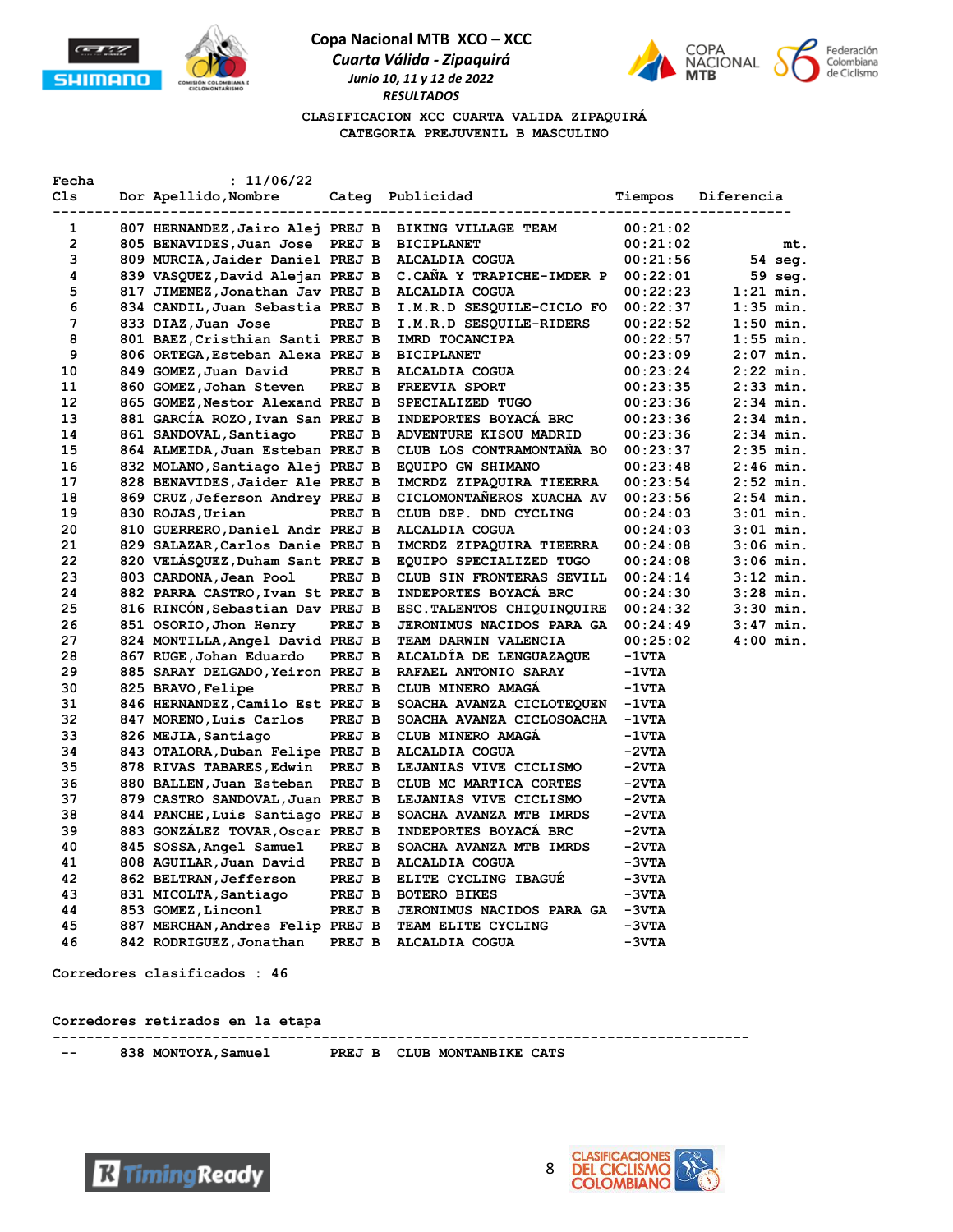**Copa Nacional MTB XCO – XCC**

***Cuarta Válida - Zipaquirá***

***Junio 10, 11 y 12 de 2022***

***RESULTADOS***

**CLASIFICACION XCC CUARTA VALIDA ZIPAQUIRÁ**

**CATEGORIA PREJUVENIL B MASCULINO**

**Fecha : 11/06/22**

| Cls | Dor | Apellido,Nombre | Categ | Publicidad | Tiempos | Diferencia |
|---|---|---|---|---|---|---|
| 1 | 807 | HERNANDEZ,Jairo Alej | PREJ B | BIKING VILLAGE TEAM | 00:21:02 | |
| 2 | 805 | BENAVIDES,Juan Jose | PREJ B | BICIPLANET | 00:21:02 | mt. |
| 3 | 809 | MURCIA,Jaider Daniel | PREJ B | ALCALDIA COGUA | 00:21:56 | 54 seg. |
| 4 | 839 | VASQUEZ,David Alejan | PREJ B | C.CAÑA Y TRAPICHE-IMDER P | 00:22:01 | 59 seg. |
| 5 | 817 | JIMENEZ,Jonathan Jav | PREJ B | ALCALDIA COGUA | 00:22:23 | 1:21 min. |
| 6 | 834 | CANDIL,Juan Sebastia | PREJ B | I.M.R.D SESQUILE-CICLO FO | 00:22:37 | 1:35 min. |
| 7 | 833 | DIAZ,Juan Jose | PREJ B | I.M.R.D SESQUILE-RIDERS | 00:22:52 | 1:50 min. |
| 8 | 801 | BAEZ,Cristhian Santi | PREJ B | IMRD TOCANCIPA | 00:22:57 | 1:55 min. |
| 9 | 806 | ORTEGA,Esteban Alexa | PREJ B | BICIPLANET | 00:23:09 | 2:07 min. |
| 10 | 849 | GOMEZ,Juan David | PREJ B | ALCALDIA COGUA | 00:23:24 | 2:22 min. |
| 11 | 860 | GOMEZ,Johan Steven | PREJ B | FREEVIA SPORT | 00:23:35 | 2:33 min. |
| 12 | 865 | GOMEZ,Nestor Alexand | PREJ B | SPECIALIZED TUGO | 00:23:36 | 2:34 min. |
| 13 | 881 | GARCÍA ROZO,Ivan San | PREJ B | INDEPORTES BOYACÁ BRC | 00:23:36 | 2:34 min. |
| 14 | 861 | SANDOVAL,Santiago | PREJ B | ADVENTURE KISOU MADRID | 00:23:36 | 2:34 min. |
| 15 | 864 | ALMEIDA,Juan Esteban | PREJ B | CLUB LOS CONTRAMONTAÑA BO | 00:23:37 | 2:35 min. |
| 16 | 832 | MOLANO,Santiago Alej | PREJ B | EQUIPO GW SHIMANO | 00:23:48 | 2:46 min. |
| 17 | 828 | BENAVIDES,Jaider Ale | PREJ B | IMCRDZ ZIPAQUIRA TIEERRA | 00:23:54 | 2:52 min. |
| 18 | 869 | CRUZ,Jeferson Andrey | PREJ B | CICLOMONTAÑEROS XUACHA AV | 00:23:56 | 2:54 min. |
| 19 | 830 | ROJAS,Urian | PREJ B | CLUB DEP. DND CYCLING | 00:24:03 | 3:01 min. |
| 20 | 810 | GUERRERO,Daniel Andr | PREJ B | ALCALDIA COGUA | 00:24:03 | 3:01 min. |
| 21 | 829 | SALAZAR,Carlos Danie | PREJ B | IMCRDZ ZIPAQUIRA TIEERRA | 00:24:08 | 3:06 min. |
| 22 | 820 | VELÁSQUEZ,Duham Sant | PREJ B | EQUIPO SPECIALIZED TUGO | 00:24:08 | 3:06 min. |
| 23 | 803 | CARDONA,Jean Pool | PREJ B | CLUB SIN FRONTERAS SEVILL | 00:24:14 | 3:12 min. |
| 24 | 882 | PARRA CASTRO,Ivan St | PREJ B | INDEPORTES BOYACÁ BRC | 00:24:30 | 3:28 min. |
| 25 | 816 | RINCÓN,Sebastian Dav | PREJ B | ESC.TALENTOS CHIQUINQUIRE | 00:24:32 | 3:30 min. |
| 26 | 851 | OSORIO,Jhon Henry | PREJ B | JERONIMUS NACIDOS PARA GA | 00:24:49 | 3:47 min. |
| 27 | 824 | MONTILLA,Angel David | PREJ B | TEAM DARWIN VALENCIA | 00:25:02 | 4:00 min. |
| 28 | 867 | RUGE,Johan Eduardo | PREJ B | ALCALDÍA DE LENGUAZAQUE | -1VTA | |
| 29 | 885 | SARAY DELGADO,Yeiron | PREJ B | RAFAEL ANTONIO SARAY | -1VTA | |
| 30 | 825 | BRAVO,Felipe | PREJ B | CLUB MINERO AMAGÁ | -1VTA | |
| 31 | 846 | HERNANDEZ,Camilo Est | PREJ B | SOACHA AVANZA CICLOTEQUEN | -1VTA | |
| 32 | 847 | MORENO,Luis Carlos | PREJ B | SOACHA AVANZA CICLOSOACHA | -1VTA | |
| 33 | 826 | MEJIA,Santiago | PREJ B | CLUB MINERO AMAGÁ | -1VTA | |
| 34 | 843 | OTALORA,Duban Felipe | PREJ B | ALCALDIA COGUA | -2VTA | |
| 35 | 878 | RIVAS TABARES,Edwin | PREJ B | LEJANIAS VIVE CICLISMO | -2VTA | |
| 36 | 880 | BALLEN,Juan Esteban | PREJ B | CLUB MC MARTICA CORTES | -2VTA | |
| 37 | 879 | CASTRO SANDOVAL,Juan | PREJ B | LEJANIAS VIVE CICLISMO | -2VTA | |
| 38 | 844 | PANCHE,Luis Santiago | PREJ B | SOACHA AVANZA MTB IMRDS | -2VTA | |
| 39 | 883 | GONZÁLEZ TOVAR,Oscar | PREJ B | INDEPORTES BOYACÁ BRC | -2VTA | |
| 40 | 845 | SOSSA,Angel Samuel | PREJ B | SOACHA AVANZA MTB IMRDS | -2VTA | |
| 41 | 808 | AGUILAR,Juan David | PREJ B | ALCALDIA COGUA | -3VTA | |
| 42 | 862 | BELTRAN,Jefferson | PREJ B | ELITE CYCLING IBAGUÉ | -3VTA | |
| 43 | 831 | MICOLTA,Santiago | PREJ B | BOTERO BIKES | -3VTA | |
| 44 | 853 | GOMEZ,Linconl | PREJ B | JERONIMUS NACIDOS PARA GA | -3VTA | |
| 45 | 887 | MERCHAN,Andres Felip | PREJ B | TEAM ELITE CYCLING | -3VTA | |
| 46 | 842 | RODRIGUEZ,Jonathan | PREJ B | ALCALDIA COGUA | -3VTA | |

**Corredores clasificados : 46**

**Corredores retirados en la etapa**

| Cls | Dor | Apellido,Nombre | Categ | Publicidad |
|---|---|---|---|---|
| -- | 838 | MONTOYA,Samuel | PREJ B | CLUB MONTANBIKE CATS |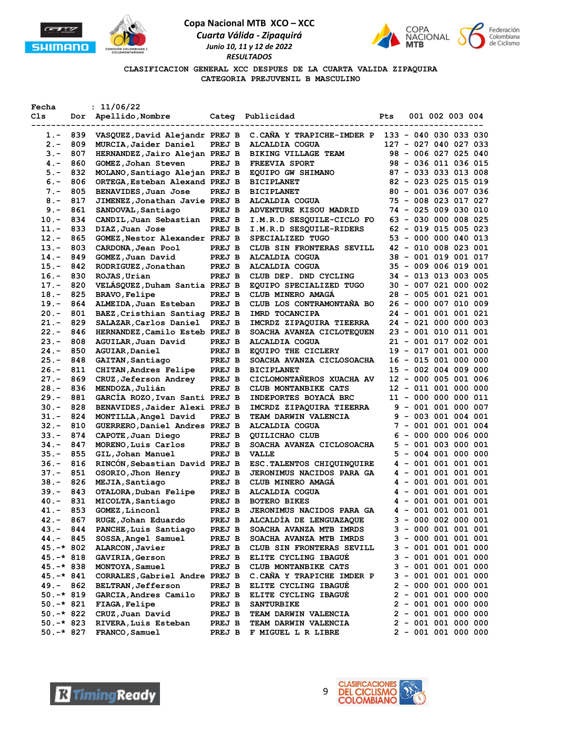# Copa Nacional MTB XCO – XCC

*Cuarta Válida - Zipaquirá*

*Junio 10, 11 y 12 de 2022*

*RESULTADOS*

**CLASIFICACION GENERAL XCC DESPUES DE LA CUARTA VALIDA ZIPAQUIRA**

**CATEGORIA PREJUVENIL B MASCULINO**

Fecha : 11/06/22

| Cls | Dor | Apellido,Nombre | Categ | Publicidad | Pts | 001 | 002 | 003 | 004 |
|---|---|---|---|---|---|---|---|---|---|
| 1.- | 839 | VASQUEZ,David Alejandr | PREJ B | C.CAÑA Y TRAPICHE-IMDER P | 133 - | 040 | 030 | 033 | 030 |
| 2.- | 809 | MURCIA,Jaider Daniel | PREJ B | ALCALDIA COGUA | 127 - | 027 | 040 | 027 | 033 |
| 3.- | 807 | HERNANDEZ,Jairo Alejan | PREJ B | BIKING VILLAGE TEAM | 98 - | 006 | 027 | 025 | 040 |
| 4.- | 860 | GOMEZ,Johan Steven | PREJ B | FREEVIA SPORT | 98 - | 036 | 011 | 036 | 015 |
| 5.- | 832 | MOLANO,Santiago Alejan | PREJ B | EQUIPO GW SHIMANO | 87 - | 033 | 033 | 013 | 008 |
| 6.- | 806 | ORTEGA,Esteban Alexand | PREJ B | BICIPLANET | 82 - | 023 | 025 | 015 | 019 |
| 7.- | 805 | BENAVIDES,Juan Jose | PREJ B | BICIPLANET | 80 - | 001 | 036 | 007 | 036 |
| 8.- | 817 | JIMENEZ,Jonathan Javie | PREJ B | ALCALDIA COGUA | 75 - | 008 | 023 | 017 | 027 |
| 9.- | 861 | SANDOVAL,Santiago | PREJ B | ADVENTURE KISOU MADRID | 74 - | 025 | 009 | 030 | 010 |
| 10.- | 834 | CANDIL,Juan Sebastian | PREJ B | I.M.R.D SESQUILE-CICLO FO | 63 - | 030 | 000 | 008 | 025 |
| 11.- | 833 | DIAZ,Juan Jose | PREJ B | I.M.R.D SESQUILE-RIDERS | 62 - | 019 | 015 | 005 | 023 |
| 12.- | 865 | GOMEZ,Nestor Alexander | PREJ B | SPECIALIZED TUGO | 53 - | 000 | 000 | 040 | 013 |
| 13.- | 803 | CARDONA,Jean Pool | PREJ B | CLUB SIN FRONTERAS SEVILL | 42 - | 010 | 008 | 023 | 001 |
| 14.- | 849 | GOMEZ,Juan David | PREJ B | ALCALDIA COGUA | 38 - | 001 | 019 | 001 | 017 |
| 15.- | 842 | RODRIGUEZ,Jonathan | PREJ B | ALCALDIA COGUA | 35 - | 009 | 006 | 019 | 001 |
| 16.- | 830 | ROJAS,Urian | PREJ B | CLUB DEP. DND CYCLING | 34 - | 013 | 013 | 003 | 005 |
| 17.- | 820 | VELÁSQUEZ,Duham Santia | PREJ B | EQUIPO SPECIALIZED TUGO | 30 - | 007 | 021 | 000 | 002 |
| 18.- | 825 | BRAVO,Felipe | PREJ B | CLUB MINERO AMAGÁ | 28 - | 005 | 001 | 021 | 001 |
| 19.- | 864 | ALMEIDA,Juan Esteban | PREJ B | CLUB LOS CONTRAMONTAÑA BO | 26 - | 000 | 007 | 010 | 009 |
| 20.- | 801 | BAEZ,Cristhian Santiag | PREJ B | IMRD TOCANCIPA | 24 - | 001 | 001 | 001 | 021 |
| 21.- | 829 | SALAZAR,Carlos Daniel | PREJ B | IMCRDZ ZIPAQUIRA TIEERRA | 24 - | 021 | 000 | 000 | 003 |
| 22.- | 846 | HERNANDEZ,Camilo Esteb | PREJ B | SOACHA AVANZA CICLOTEQUEN | 23 - | 001 | 010 | 011 | 001 |
| 23.- | 808 | AGUILAR,Juan David | PREJ B | ALCALDIA COGUA | 21 - | 001 | 017 | 002 | 001 |
| 24.- | 850 | AGUIAR,Daniel | PREJ B | EQUIPO THE CICLERY | 19 - | 017 | 001 | 001 | 000 |
| 25.- | 848 | GAITAN,Santiago | PREJ B | SOACHA AVANZA CICLOSOACHA | 16 - | 015 | 001 | 000 | 000 |
| 26.- | 811 | CHITAN,Andres Felipe | PREJ B | BICIPLANET | 15 - | 002 | 004 | 009 | 000 |
| 27.- | 869 | CRUZ,Jeferson Andrey | PREJ B | CICLOMONTAÑEROS XUACHA AV | 12 - | 000 | 005 | 001 | 006 |
| 28.- | 836 | MENDOZA,Julián | PREJ B | CLUB MONTANBIKE CATS | 12 - | 011 | 001 | 000 | 000 |
| 29.- | 881 | GARCÍA ROZO,Ivan Santi | PREJ B | INDEPORTES BOYACÁ BRC | 11 - | 000 | 000 | 000 | 011 |
| 30.- | 828 | BENAVIDES,Jaider Alexi | PREJ B | IMCRDZ ZIPAQUIRA TIEERRA | 9 - | 001 | 001 | 000 | 007 |
| 31.- | 824 | MONTILLA,Angel David | PREJ B | TEAM DARWIN VALENCIA | 9 - | 003 | 001 | 004 | 001 |
| 32.- | 810 | GUERRERO,Daniel Andres | PREJ B | ALCALDIA COGUA | 7 - | 001 | 001 | 001 | 004 |
| 33.- | 874 | CAPOTE,Juan Diego | PREJ B | QUILICHAO CLUB | 6 - | 000 | 000 | 006 | 000 |
| 34.- | 847 | MORENO,Luis Carlos | PREJ B | SOACHA AVANZA CICLOSOACHA | 5 - | 001 | 003 | 000 | 001 |
| 35.- | 855 | GIL,Johan Manuel | PREJ B | VALLE | 5 - | 004 | 001 | 000 | 000 |
| 36.- | 816 | RINCÓN,Sebastian David | PREJ B | ESC.TALENTOS CHIQUINQUIRE | 4 - | 001 | 001 | 001 | 001 |
| 37.- | 851 | OSORIO,Jhon Henry | PREJ B | JERONIMUS NACIDOS PARA GA | 4 - | 001 | 001 | 001 | 001 |
| 38.- | 826 | MEJIA,Santiago | PREJ B | CLUB MINERO AMAGÁ | 4 - | 001 | 001 | 001 | 001 |
| 39.- | 843 | OTALORA,Duban Felipe | PREJ B | ALCALDIA COGUA | 4 - | 001 | 001 | 001 | 001 |
| 40.- | 831 | MICOLTA,Santiago | PREJ B | BOTERO BIKES | 4 - | 001 | 001 | 001 | 001 |
| 41.- | 853 | GOMEZ,Linconl | PREJ B | JERONIMUS NACIDOS PARA GA | 4 - | 001 | 001 | 001 | 001 |
| 42.- | 867 | RUGE,Johan Eduardo | PREJ B | ALCALDÍA DE LENGUAZAQUE | 3 - | 000 | 002 | 000 | 001 |
| 43.- | 844 | PANCHE,Luis Santiago | PREJ B | SOACHA AVANZA MTB IMRDS | 3 - | 000 | 001 | 001 | 001 |
| 44.- | 845 | SOSSA,Angel Samuel | PREJ B | SOACHA AVANZA MTB IMRDS | 3 - | 000 | 001 | 001 | 001 |
| 45.-* | 802 | ALARCON,Javier | PREJ B | CLUB SIN FRONTERAS SEVILL | 3 - | 001 | 001 | 001 | 000 |
| 45.-* | 818 | GAVIRIA,Gerson | PREJ B | ELITE CYCLING IBAGUÉ | 3 - | 001 | 001 | 001 | 000 |
| 45.-* | 838 | MONTOYA,Samuel | PREJ B | CLUB MONTANBIKE CATS | 3 - | 001 | 001 | 001 | 000 |
| 45.-* | 841 | CORRALES,Gabriel Andre | PREJ B | C.CAÑA Y TRAPICHE IMDER P | 3 - | 001 | 001 | 001 | 000 |
| 49.- | 862 | BELTRAN,Jefferson | PREJ B | ELITE CYCLING IBAGUÉ | 2 - | 000 | 001 | 000 | 001 |
| 50.-* | 819 | GARCIA,Andres Camilo | PREJ B | ELITE CYCLING IBAGUÉ | 2 - | 001 | 001 | 000 | 000 |
| 50.-* | 821 | FIAGA,Felipe | PREJ B | SANTURBIKE | 2 - | 001 | 001 | 000 | 000 |
| 50.-* | 822 | CRUZ,Juan David | PREJ B | TEAM DARWIN VALENCIA | 2 - | 001 | 001 | 000 | 000 |
| 50.-* | 823 | RIVERA,Luis Esteban | PREJ B | TEAM DARWIN VALENCIA | 2 - | 001 | 001 | 000 | 000 |
| 50.-* | 827 | FRANCO,Samuel | PREJ B | F MIGUEL L R LIBRE | 2 - | 001 | 001 | 000 | 000 |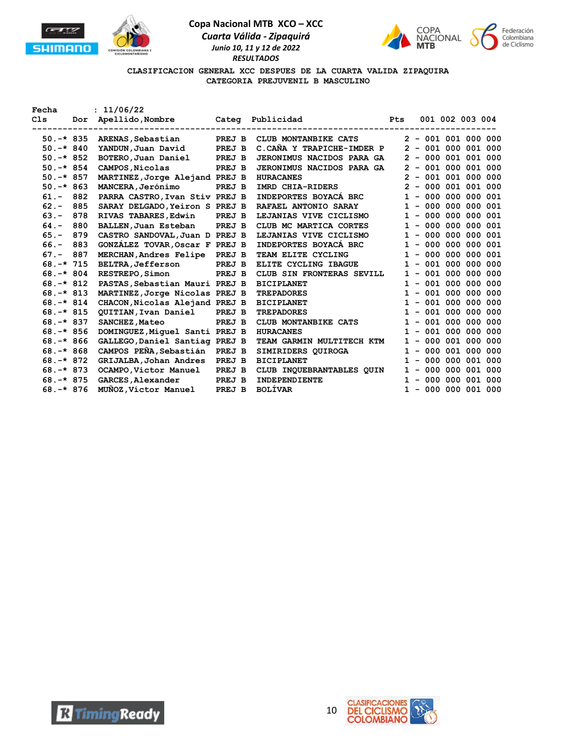# Copa Nacional MTB XCO – XCC

*Cuarta Válida - Zipaquirá*

*Junio 10, 11 y 12 de 2022*

*RESULTADOS*

**CLASIFICACION GENERAL XCC DESPUES DE LA CUARTA VALIDA ZIPAQUIRA**

**CATEGORIA PREJUVENIL B MASCULINO**

**Fecha : 11/06/22**

| Cls | Dor | Apellido,Nombre | Categ | Publicidad | Pts | 001 | 002 | 003 | 004 |
|---|---|---|---|---|---|---|---|---|---|
| 50.-* | 835 | ARENAS,Sebastian | PREJ B | CLUB MONTANBIKE CATS | 2 - | 001 | 001 | 000 | 000 |
| 50.-* | 840 | YANDUN,Juan David | PREJ B | C.CAÑA Y TRAPICHE-IMDER P | 2 - | 001 | 000 | 001 | 000 |
| 50.-* | 852 | BOTERO,Juan Daniel | PREJ B | JERONIMUS NACIDOS PARA GA | 2 - | 000 | 001 | 001 | 000 |
| 50.-* | 854 | CAMPOS,Nicolas | PREJ B | JERONIMUS NACIDOS PARA GA | 2 - | 001 | 000 | 001 | 000 |
| 50.-* | 857 | MARTINEZ,Jorge Alejand | PREJ B | HURACANES | 2 - | 001 | 001 | 000 | 000 |
| 50.-* | 863 | MANCERA,Jerónimo | PREJ B | IMRD CHIA-RIDERS | 2 - | 000 | 001 | 001 | 000 |
| 61.- | 882 | PARRA CASTRO,Ivan Stiv | PREJ B | INDEPORTES BOYACÁ BRC | 1 - | 000 | 000 | 000 | 001 |
| 62.- | 885 | SARAY DELGADO,Yeiron S | PREJ B | RAFAEL ANTONIO SARAY | 1 - | 000 | 000 | 000 | 001 |
| 63.- | 878 | RIVAS TABARES,Edwin | PREJ B | LEJANIAS VIVE CICLISMO | 1 - | 000 | 000 | 000 | 001 |
| 64.- | 880 | BALLEN,Juan Esteban | PREJ B | CLUB MC MARTICA CORTES | 1 - | 000 | 000 | 000 | 001 |
| 65.- | 879 | CASTRO SANDOVAL,Juan D | PREJ B | LEJANIAS VIVE CICLISMO | 1 - | 000 | 000 | 000 | 001 |
| 66.- | 883 | GONZÁLEZ TOVAR,Oscar F | PREJ B | INDEPORTES BOYACÁ BRC | 1 - | 000 | 000 | 000 | 001 |
| 67.- | 887 | MERCHAN,Andres Felipe | PREJ B | TEAM ELITE CYCLING | 1 - | 000 | 000 | 000 | 001 |
| 68.-* | 715 | BELTRA,Jefferson | PREJ B | ELITE CYCLING IBAGUE | 1 - | 001 | 000 | 000 | 000 |
| 68.-* | 804 | RESTREPO,Simon | PREJ B | CLUB SIN FRONTERAS SEVILL | 1 - | 001 | 000 | 000 | 000 |
| 68.-* | 812 | PASTAS,Sebastian Mauri | PREJ B | BICIPLANET | 1 - | 001 | 000 | 000 | 000 |
| 68.-* | 813 | MARTINEZ,Jorge Nicolas | PREJ B | TREPADORES | 1 - | 001 | 000 | 000 | 000 |
| 68.-* | 814 | CHACON,Nicolas Alejand | PREJ B | BICIPLANET | 1 - | 001 | 000 | 000 | 000 |
| 68.-* | 815 | QUITIAN,Ivan Daniel | PREJ B | TREPADORES | 1 - | 001 | 000 | 000 | 000 |
| 68.-* | 837 | SANCHEZ,Mateo | PREJ B | CLUB MONTANBIKE CATS | 1 - | 001 | 000 | 000 | 000 |
| 68.-* | 856 | DOMINGUEZ,Miguel Santi | PREJ B | HURACANES | 1 - | 001 | 000 | 000 | 000 |
| 68.-* | 866 | GALLEGO,Daniel Santiag | PREJ B | TEAM GARMIN MULTITECH KTM | 1 - | 000 | 001 | 000 | 000 |
| 68.-* | 868 | CAMPOS PEÑA,Sebastián | PREJ B | SIMIRIDERS QUIROGA | 1 - | 000 | 001 | 000 | 000 |
| 68.-* | 872 | GRIJALBA,Johan Andres | PREJ B | BICIPLANET | 1 - | 000 | 000 | 001 | 000 |
| 68.-* | 873 | OCAMPO,Victor Manuel | PREJ B | CLUB INQUEBRANTABLES QUIN | 1 - | 000 | 000 | 001 | 000 |
| 68.-* | 875 | GARCES,Alexander | PREJ B | INDEPENDIENTE | 1 - | 000 | 000 | 001 | 000 |
| 68.-* | 876 | MUÑOZ,Víctor Manuel | PREJ B | BOLÍVAR | 1 - | 000 | 000 | 001 | 000 |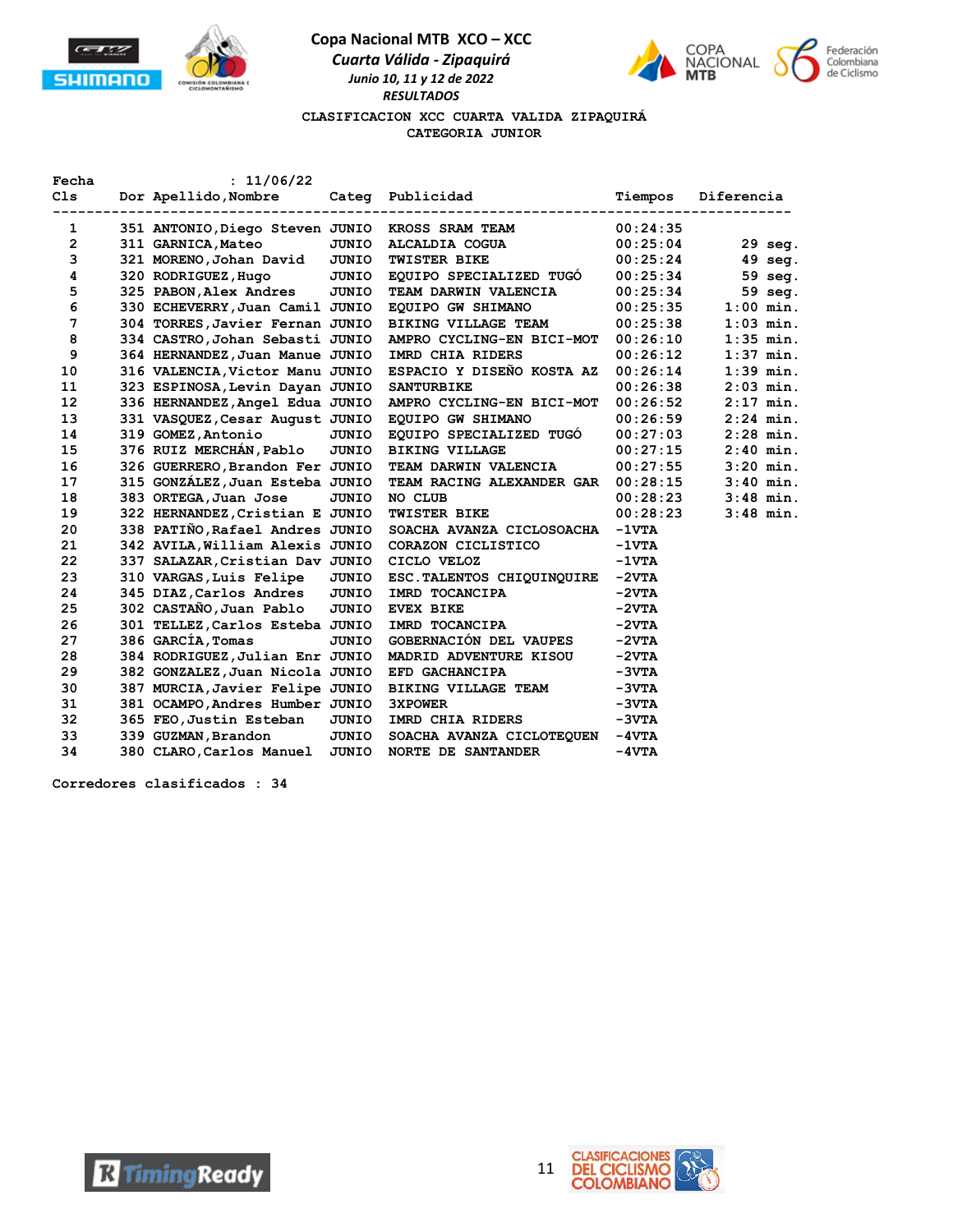# Copa Nacional MTB XCO – XCC

*Cuarta Válida - Zipaquirá*

*Junio 10, 11 y 12 de 2022*

*RESULTADOS*

**CLASIFICACION XCC CUARTA VALIDA ZIPAQUIRÁ**

**CATEGORIA JUNIOR**

**Fecha : 11/06/22**

| Cls | Dor | Apellido,Nombre | Categ | Publicidad | Tiempos | Diferencia |
|---|---|---|---|---|---|---|
| 1 | 351 | ANTONIO,Diego Steven | JUNIO | KROSS SRAM TEAM | 00:24:35 | |
| 2 | 311 | GARNICA,Mateo | JUNIO | ALCALDIA COGUA | 00:25:04 | 29 seg. |
| 3 | 321 | MORENO,Johan David | JUNIO | TWISTER BIKE | 00:25:24 | 49 seg. |
| 4 | 320 | RODRIGUEZ,Hugo | JUNIO | EQUIPO SPECIALIZED TUGÓ | 00:25:34 | 59 seg. |
| 5 | 325 | PABON,Alex Andres | JUNIO | TEAM DARWIN VALENCIA | 00:25:34 | 59 seg. |
| 6 | 330 | ECHEVERRY,Juan Camil | JUNIO | EQUIPO GW SHIMANO | 00:25:35 | 1:00 min. |
| 7 | 304 | TORRES,Javier Fernan | JUNIO | BIKING VILLAGE TEAM | 00:25:38 | 1:03 min. |
| 8 | 334 | CASTRO,Johan Sebasti | JUNIO | AMPRO CYCLING-EN BICI-MOT | 00:26:10 | 1:35 min. |
| 9 | 364 | HERNANDEZ,Juan Manue | JUNIO | IMRD CHIA RIDERS | 00:26:12 | 1:37 min. |
| 10 | 316 | VALENCIA,Victor Manu | JUNIO | ESPACIO Y DISEÑO KOSTA AZ | 00:26:14 | 1:39 min. |
| 11 | 323 | ESPINOSA,Levin Dayan | JUNIO | SANTURBIKE | 00:26:38 | 2:03 min. |
| 12 | 336 | HERNANDEZ,Angel Edua | JUNIO | AMPRO CYCLING-EN BICI-MOT | 00:26:52 | 2:17 min. |
| 13 | 331 | VASQUEZ,Cesar August | JUNIO | EQUIPO GW SHIMANO | 00:26:59 | 2:24 min. |
| 14 | 319 | GOMEZ,Antonio | JUNIO | EQUIPO SPECIALIZED TUGÓ | 00:27:03 | 2:28 min. |
| 15 | 376 | RUIZ MERCHÁN,Pablo | JUNIO | BIKING VILLAGE | 00:27:15 | 2:40 min. |
| 16 | 326 | GUERRERO,Brandon Fer | JUNIO | TEAM DARWIN VALENCIA | 00:27:55 | 3:20 min. |
| 17 | 315 | GONZÁLEZ,Juan Esteba | JUNIO | TEAM RACING ALEXANDER GAR | 00:28:15 | 3:40 min. |
| 18 | 383 | ORTEGA,Juan Jose | JUNIO | NO CLUB | 00:28:23 | 3:48 min. |
| 19 | 322 | HERNANDEZ,Cristian E | JUNIO | TWISTER BIKE | 00:28:23 | 3:48 min. |
| 20 | 338 | PATIÑO,Rafael Andres | JUNIO | SOACHA AVANZA CICLOSOACHA | -1VTA | |
| 21 | 342 | AVILA,William Alexis | JUNIO | CORAZON CICLISTICO | -1VTA | |
| 22 | 337 | SALAZAR,Cristian Dav | JUNIO | CICLO VELOZ | -1VTA | |
| 23 | 310 | VARGAS,Luis Felipe | JUNIO | ESC.TALENTOS CHIQUINQUIRE | -2VTA | |
| 24 | 345 | DIAZ,Carlos Andres | JUNIO | IMRD TOCANCIPA | -2VTA | |
| 25 | 302 | CASTAÑO,Juan Pablo | JUNIO | EVEX BIKE | -2VTA | |
| 26 | 301 | TELLEZ,Carlos Esteba | JUNIO | IMRD TOCANCIPA | -2VTA | |
| 27 | 386 | GARCÍA,Tomas | JUNIO | GOBERNACIÓN DEL VAUPES | -2VTA | |
| 28 | 384 | RODRIGUEZ,Julian Enr | JUNIO | MADRID ADVENTURE KISOU | -2VTA | |
| 29 | 382 | GONZALEZ,Juan Nicola | JUNIO | EFD GACHANCIPA | -3VTA | |
| 30 | 387 | MURCIA,Javier Felipe | JUNIO | BIKING VILLAGE TEAM | -3VTA | |
| 31 | 381 | OCAMPO,Andres Humber | JUNIO | 3XPOWER | -3VTA | |
| 32 | 365 | FEO,Justin Esteban | JUNIO | IMRD CHIA RIDERS | -3VTA | |
| 33 | 339 | GUZMAN,Brandon | JUNIO | SOACHA AVANZA CICLOTEQUEN | -4VTA | |
| 34 | 380 | CLARO,Carlos Manuel | JUNIO | NORTE DE SANTANDER | -4VTA | |

**Corredores clasificados : 34**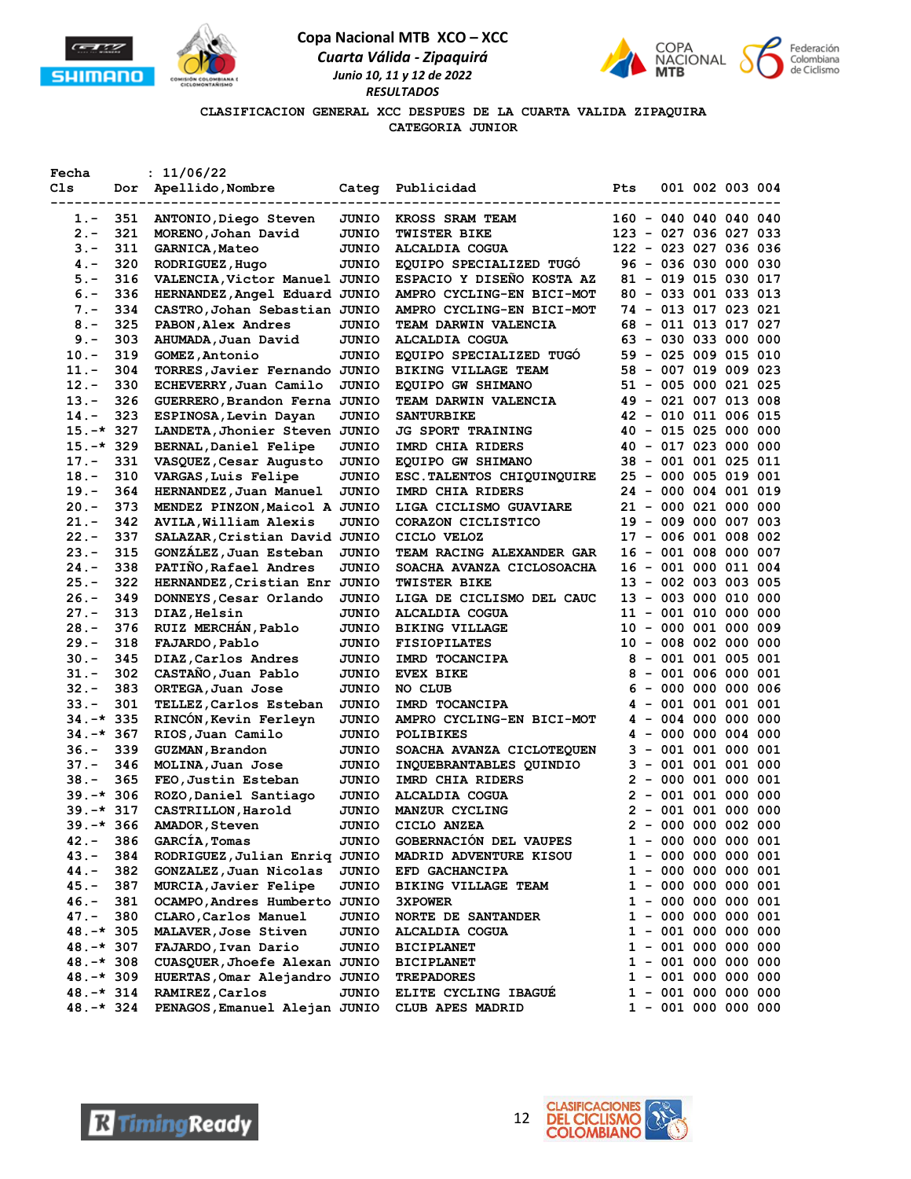# Copa Nacional MTB XCO – XCC

*Cuarta Válida - Zipaquirá*

*Junio 10, 11 y 12 de 2022*

*RESULTADOS*

CLASIFICACION GENERAL XCC DESPUES DE LA CUARTA VALIDA ZIPAQUIRA

CATEGORIA JUNIOR

Fecha : 11/06/22

| Cls | Dor | Apellido,Nombre | Categ | Publicidad | Pts | 001 | 002 | 003 | 004 |
|---|---|---|---|---|---|---|---|---|---|
| 1.- | 351 | ANTONIO,Diego Steven | JUNIO | KROSS SRAM TEAM | 160 - | 040 | 040 | 040 | 040 |
| 2.- | 321 | MORENO,Johan David | JUNIO | TWISTER BIKE | 123 - | 027 | 036 | 027 | 033 |
| 3.- | 311 | GARNICA,Mateo | JUNIO | ALCALDIA COGUA | 122 - | 023 | 027 | 036 | 036 |
| 4.- | 320 | RODRIGUEZ,Hugo | JUNIO | EQUIPO SPECIALIZED TUGÓ | 96 - | 036 | 030 | 000 | 030 |
| 5.- | 316 | VALENCIA,Victor Manuel | JUNIO | ESPACIO Y DISEÑO KOSTA AZ | 81 - | 019 | 015 | 030 | 017 |
| 6.- | 336 | HERNANDEZ,Angel Eduard | JUNIO | AMPRO CYCLING-EN BICI-MOT | 80 - | 033 | 001 | 033 | 013 |
| 7.- | 334 | CASTRO,Johan Sebastian | JUNIO | AMPRO CYCLING-EN BICI-MOT | 74 - | 013 | 017 | 023 | 021 |
| 8.- | 325 | PABON,Alex Andres | JUNIO | TEAM DARWIN VALENCIA | 68 - | 011 | 013 | 017 | 027 |
| 9.- | 303 | AHUMADA,Juan David | JUNIO | ALCALDIA COGUA | 63 - | 030 | 033 | 000 | 000 |
| 10.- | 319 | GOMEZ,Antonio | JUNIO | EQUIPO SPECIALIZED TUGÓ | 59 - | 025 | 009 | 015 | 010 |
| 11.- | 304 | TORRES,Javier Fernando | JUNIO | BIKING VILLAGE TEAM | 58 - | 007 | 019 | 009 | 023 |
| 12.- | 330 | ECHEVERRY,Juan Camilo | JUNIO | EQUIPO GW SHIMANO | 51 - | 005 | 000 | 021 | 025 |
| 13.- | 326 | GUERRERO,Brandon Ferna | JUNIO | TEAM DARWIN VALENCIA | 49 - | 021 | 007 | 013 | 008 |
| 14.- | 323 | ESPINOSA,Levin Dayan | JUNIO | SANTURBIKE | 42 - | 010 | 011 | 006 | 015 |
| 15.-* | 327 | LANDETA,Jhonier Steven | JUNIO | JG SPORT TRAINING | 40 - | 015 | 025 | 000 | 000 |
| 15.-* | 329 | BERNAL,Daniel Felipe | JUNIO | IMRD CHIA RIDERS | 40 - | 017 | 023 | 000 | 000 |
| 17.- | 331 | VASQUEZ,Cesar Augusto | JUNIO | EQUIPO GW SHIMANO | 38 - | 001 | 001 | 025 | 011 |
| 18.- | 310 | VARGAS,Luis Felipe | JUNIO | ESC.TALENTOS CHIQUINQUIRE | 25 - | 000 | 005 | 019 | 001 |
| 19.- | 364 | HERNANDEZ,Juan Manuel | JUNIO | IMRD CHIA RIDERS | 24 - | 000 | 004 | 001 | 019 |
| 20.- | 373 | MENDEZ PINZON,Maicol A | JUNIO | LIGA CICLISMO GUAVIARE | 21 - | 000 | 021 | 000 | 000 |
| 21.- | 342 | AVILA,William Alexis | JUNIO | CORAZON CICLISTICO | 19 - | 009 | 000 | 007 | 003 |
| 22.- | 337 | SALAZAR,Cristian David | JUNIO | CICLO VELOZ | 17 - | 006 | 001 | 008 | 002 |
| 23.- | 315 | GONZÁLEZ,Juan Esteban | JUNIO | TEAM RACING ALEXANDER GAR | 16 - | 001 | 008 | 000 | 007 |
| 24.- | 338 | PATIÑO,Rafael Andres | JUNIO | SOACHA AVANZA CICLOSOACHA | 16 - | 001 | 000 | 011 | 004 |
| 25.- | 322 | HERNANDEZ,Cristian Enr | JUNIO | TWISTER BIKE | 13 - | 002 | 003 | 003 | 005 |
| 26.- | 349 | DONNEYS,Cesar Orlando | JUNIO | LIGA DE CICLISMO DEL CAUC | 13 - | 003 | 000 | 010 | 000 |
| 27.- | 313 | DIAZ,Helsin | JUNIO | ALCALDIA COGUA | 11 - | 001 | 010 | 000 | 000 |
| 28.- | 376 | RUIZ MERCHÁN,Pablo | JUNIO | BIKING VILLAGE | 10 - | 000 | 001 | 000 | 009 |
| 29.- | 318 | FAJARDO,Pablo | JUNIO | FISIOPILATES | 10 - | 008 | 002 | 000 | 000 |
| 30.- | 345 | DIAZ,Carlos Andres | JUNIO | IMRD TOCANCIPA | 8 - | 001 | 001 | 005 | 001 |
| 31.- | 302 | CASTAÑO,Juan Pablo | JUNIO | EVEX BIKE | 8 - | 001 | 006 | 000 | 001 |
| 32.- | 383 | ORTEGA,Juan Jose | JUNIO | NO CLUB | 6 - | 000 | 000 | 000 | 006 |
| 33.- | 301 | TELLEZ,Carlos Esteban | JUNIO | IMRD TOCANCIPA | 4 - | 001 | 001 | 001 | 001 |
| 34.-* | 335 | RINCÓN,Kevin Ferleyn | JUNIO | AMPRO CYCLING-EN BICI-MOT | 4 - | 004 | 000 | 000 | 000 |
| 34.-* | 367 | RIOS,Juan Camilo | JUNIO | POLIBIKES | 4 - | 000 | 000 | 004 | 000 |
| 36.- | 339 | GUZMAN,Brandon | JUNIO | SOACHA AVANZA CICLOTEQUEN | 3 - | 001 | 001 | 000 | 001 |
| 37.- | 346 | MOLINA,Juan Jose | JUNIO | INQUEBRANTABLES QUINDIO | 3 - | 001 | 001 | 001 | 000 |
| 38.- | 365 | FEO,Justin Esteban | JUNIO | IMRD CHIA RIDERS | 2 - | 000 | 001 | 000 | 001 |
| 39.-* | 306 | ROZO,Daniel Santiago | JUNIO | ALCALDIA COGUA | 2 - | 001 | 001 | 000 | 000 |
| 39.-* | 317 | CASTRILLON,Harold | JUNIO | MANZUR CYCLING | 2 - | 001 | 001 | 000 | 000 |
| 39.-* | 366 | AMADOR,Steven | JUNIO | CICLO ANZEA | 2 - | 000 | 000 | 002 | 000 |
| 42.- | 386 | GARCÍA,Tomas | JUNIO | GOBERNACIÓN DEL VAUPES | 1 - | 000 | 000 | 000 | 001 |
| 43.- | 384 | RODRIGUEZ,Julian Enriq | JUNIO | MADRID ADVENTURE KISOU | 1 - | 000 | 000 | 000 | 001 |
| 44.- | 382 | GONZALEZ,Juan Nicolas | JUNIO | EFD GACHANCIPA | 1 - | 000 | 000 | 000 | 001 |
| 45.- | 387 | MURCIA,Javier Felipe | JUNIO | BIKING VILLAGE TEAM | 1 - | 000 | 000 | 000 | 001 |
| 46.- | 381 | OCAMPO,Andres Humberto | JUNIO | 3XPOWER | 1 - | 000 | 000 | 000 | 001 |
| 47.- | 380 | CLARO,Carlos Manuel | JUNIO | NORTE DE SANTANDER | 1 - | 000 | 000 | 000 | 001 |
| 48.-* | 305 | MALAVER,Jose Stiven | JUNIO | ALCALDIA COGUA | 1 - | 001 | 000 | 000 | 000 |
| 48.-* | 307 | FAJARDO,Ivan Dario | JUNIO | BICIPLANET | 1 - | 001 | 000 | 000 | 000 |
| 48.-* | 308 | CUASQUER,Jhoefe Alexan | JUNIO | BICIPLANET | 1 - | 001 | 000 | 000 | 000 |
| 48.-* | 309 | HUERTAS,Omar Alejandro | JUNIO | TREPADORES | 1 - | 001 | 000 | 000 | 000 |
| 48.-* | 314 | RAMIREZ,Carlos | JUNIO | ELITE CYCLING IBAGUÉ | 1 - | 001 | 000 | 000 | 000 |
| 48.-* | 324 | PENAGOS,Emanuel Alejan | JUNIO | CLUB APES MADRID | 1 - | 001 | 000 | 000 | 000 |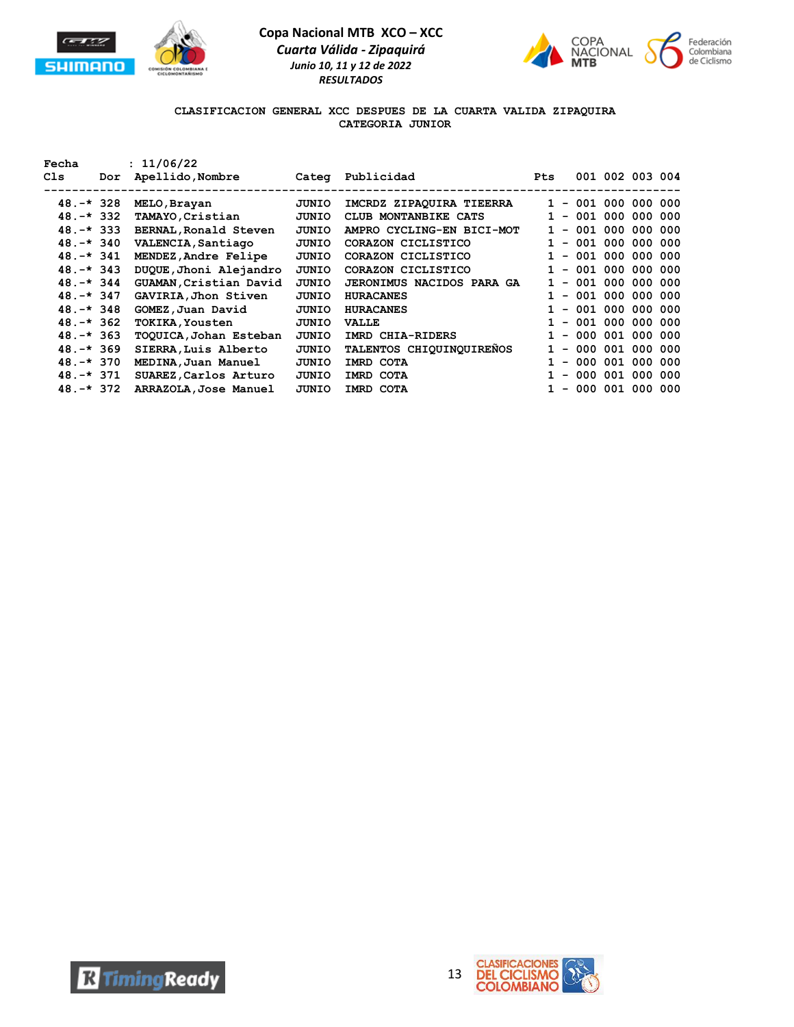**Copa Nacional MTB XCO – XCC**

***Cuarta Válida - Zipaquirá***

*Junio 10, 11 y 12 de 2022*

*RESULTADOS*

**CLASIFICACION GENERAL XCC DESPUES DE LA CUARTA VALIDA ZIPAQUIRA**
**CATEGORIA JUNIOR**

Fecha : 11/06/22

| Cls | Dor | Apellido,Nombre | Categ | Publicidad | Pts | | 001 | 002 | 003 | 004 |
|---|---|---|---|---|---|---|---|---|---|---|
| 48.-* | 328 | MELO,Brayan | JUNIO | IMCRDZ ZIPAQUIRA TIEERRA | 1 | - | 001 | 000 | 000 | 000 |
| 48.-* | 332 | TAMAYO,Cristian | JUNIO | CLUB MONTANBIKE CATS | 1 | - | 001 | 000 | 000 | 000 |
| 48.-* | 333 | BERNAL,Ronald Steven | JUNIO | AMPRO CYCLING-EN BICI-MOT | 1 | - | 001 | 000 | 000 | 000 |
| 48.-* | 340 | VALENCIA,Santiago | JUNIO | CORAZON CICLISTICO | 1 | - | 001 | 000 | 000 | 000 |
| 48.-* | 341 | MENDEZ,Andre Felipe | JUNIO | CORAZON CICLISTICO | 1 | - | 001 | 000 | 000 | 000 |
| 48.-* | 343 | DUQUE,Jhoni Alejandro | JUNIO | CORAZON CICLISTICO | 1 | - | 001 | 000 | 000 | 000 |
| 48.-* | 344 | GUAMAN,Cristian David | JUNIO | JERONIMUS NACIDOS PARA GA | 1 | - | 001 | 000 | 000 | 000 |
| 48.-* | 347 | GAVIRIA,Jhon Stiven | JUNIO | HURACANES | 1 | - | 001 | 000 | 000 | 000 |
| 48.-* | 348 | GOMEZ,Juan David | JUNIO | HURACANES | 1 | - | 001 | 000 | 000 | 000 |
| 48.-* | 362 | TOKIKA,Yousten | JUNIO | VALLE | 1 | - | 001 | 000 | 000 | 000 |
| 48.-* | 363 | TOQUICA,Johan Esteban | JUNIO | IMRD CHIA-RIDERS | 1 | - | 000 | 001 | 000 | 000 |
| 48.-* | 369 | SIERRA,Luis Alberto | JUNIO | TALENTOS CHIQUINQUIREÑOS | 1 | - | 000 | 001 | 000 | 000 |
| 48.-* | 370 | MEDINA,Juan Manuel | JUNIO | IMRD COTA | 1 | - | 000 | 001 | 000 | 000 |
| 48.-* | 371 | SUAREZ,Carlos Arturo | JUNIO | IMRD COTA | 1 | - | 000 | 001 | 000 | 000 |
| 48.-* | 372 | ARRAZOLA,Jose Manuel | JUNIO | IMRD COTA | 1 | - | 000 | 001 | 000 | 000 |